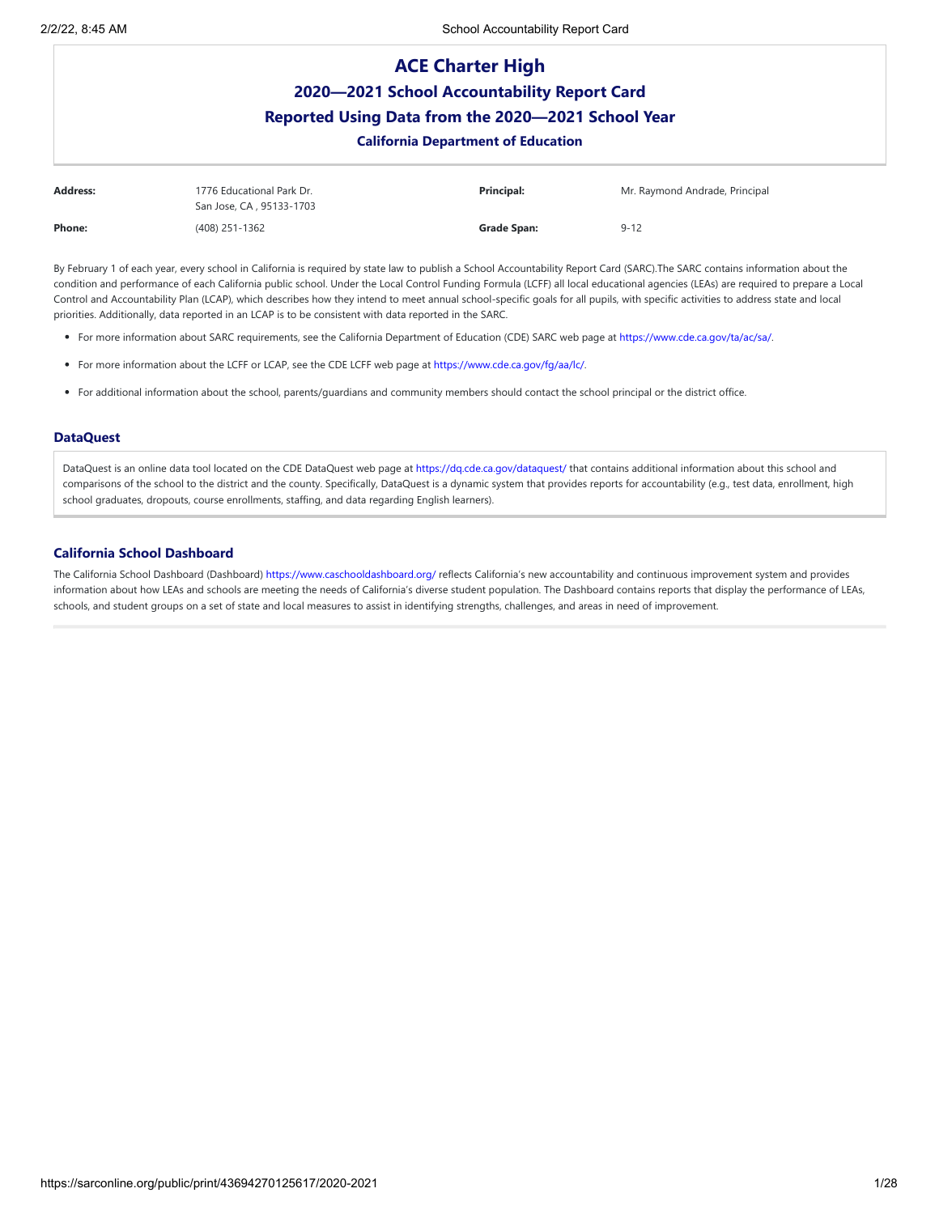# ACE Charter High

## 2020—2021 School Accountability Report Card

## Reported Using Data from the 2020—2021 School Year

### California Department of Education

| | | | |
|---|---|---|---|
| **Address:** | 1776 Educational Park Dr. San Jose, CA , 95133-1703 | **Principal:** | Mr. Raymond Andrade, Principal |
| **Phone:** | (408) 251-1362 | **Grade Span:** | 9-12 |

By February 1 of each year, every school in California is required by state law to publish a School Accountability Report Card (SARC).The SARC contains information about the condition and performance of each California public school. Under the Local Control Funding Formula (LCFF) all local educational agencies (LEAs) are required to prepare a Local Control and Accountability Plan (LCAP), which describes how they intend to meet annual school-specific goals for all pupils, with specific activities to address state and local priorities. Additionally, data reported in an LCAP is to be consistent with data reported in the SARC.

- For more information about SARC requirements, see the California Department of Education (CDE) SARC web page at https://www.cde.ca.gov/ta/ac/sa/.
- For more information about the LCFF or LCAP, see the CDE LCFF web page at https://www.cde.ca.gov/fg/aa/lc/.
- For additional information about the school, parents/guardians and community members should contact the school principal or the district office.

### DataQuest

DataQuest is an online data tool located on the CDE DataQuest web page at https://dq.cde.ca.gov/dataquest/ that contains additional information about this school and comparisons of the school to the district and the county. Specifically, DataQuest is a dynamic system that provides reports for accountability (e.g., test data, enrollment, high school graduates, dropouts, course enrollments, staffing, and data regarding English learners).

### California School Dashboard

The California School Dashboard (Dashboard) https://www.caschooldashboard.org/ reflects California's new accountability and continuous improvement system and provides information about how LEAs and schools are meeting the needs of California's diverse student population. The Dashboard contains reports that display the performance of LEAs, schools, and student groups on a set of state and local measures to assist in identifying strengths, challenges, and areas in need of improvement.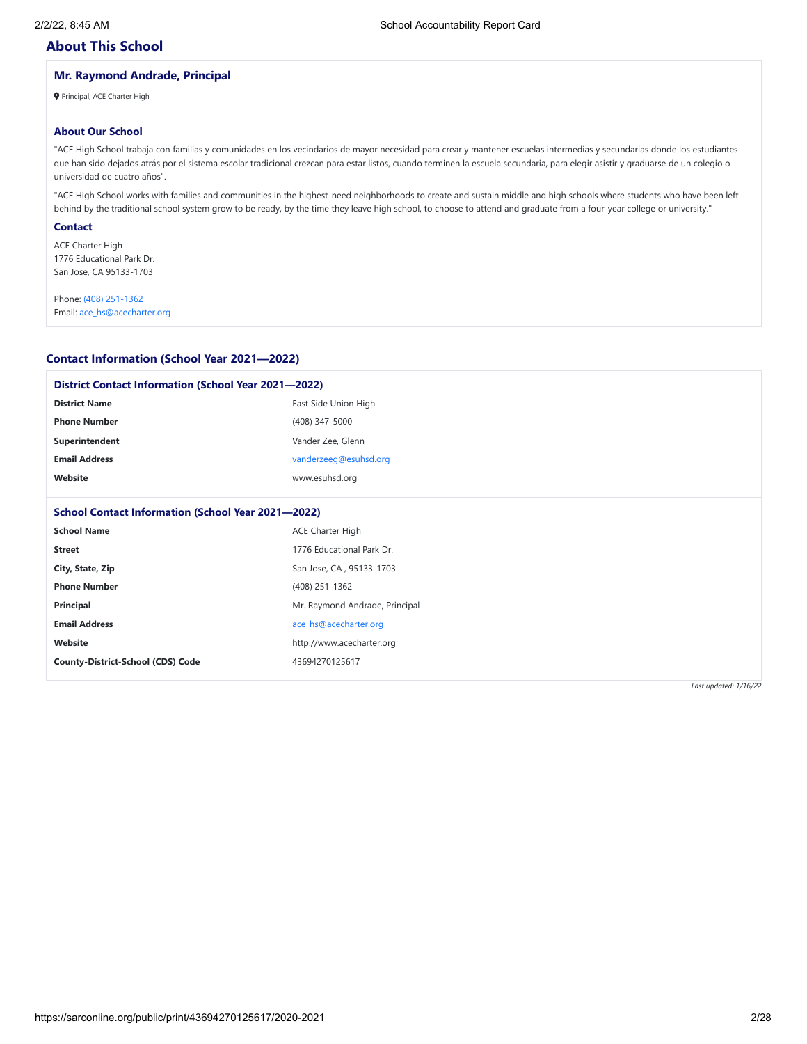## About This School

### Mr. Raymond Andrade, Principal

Principal, ACE Charter High

#### About Our School

"ACE High School trabaja con familias y comunidades en los vecindarios de mayor necesidad para crear y mantener escuelas intermedias y secundarias donde los estudiantes que han sido dejados atrás por el sistema escolar tradicional crezcan para estar listos, cuando terminen la escuela secundaria, para elegir asistir y graduarse de un colegio o universidad de cuatro años".

"ACE High School works with families and communities in the highest-need neighborhoods to create and sustain middle and high schools where students who have been left behind by the traditional school system grow to be ready, by the time they leave high school, to choose to attend and graduate from a four-year college or university."

#### Contact

ACE Charter High
1776 Educational Park Dr.
San Jose, CA 95133-1703

Phone: (408) 251-1362
Email: ace_hs@acecharter.org

## Contact Information (School Year 2021—2022)

### District Contact Information (School Year 2021—2022)

| | |
|---|---|
| **District Name** | East Side Union High |
| **Phone Number** | (408) 347-5000 |
| **Superintendent** | Vander Zee, Glenn |
| **Email Address** | vanderzeeg@esuhsd.org |
| **Website** | www.esuhsd.org |

### School Contact Information (School Year 2021—2022)

| | |
|---|---|
| **School Name** | ACE Charter High |
| **Street** | 1776 Educational Park Dr. |
| **City, State, Zip** | San Jose, CA , 95133-1703 |
| **Phone Number** | (408) 251-1362 |
| **Principal** | Mr. Raymond Andrade, Principal |
| **Email Address** | ace_hs@acecharter.org |
| **Website** | http://www.acecharter.org |
| **County-District-School (CDS) Code** | 43694270125617 |

*Last updated: 1/16/22*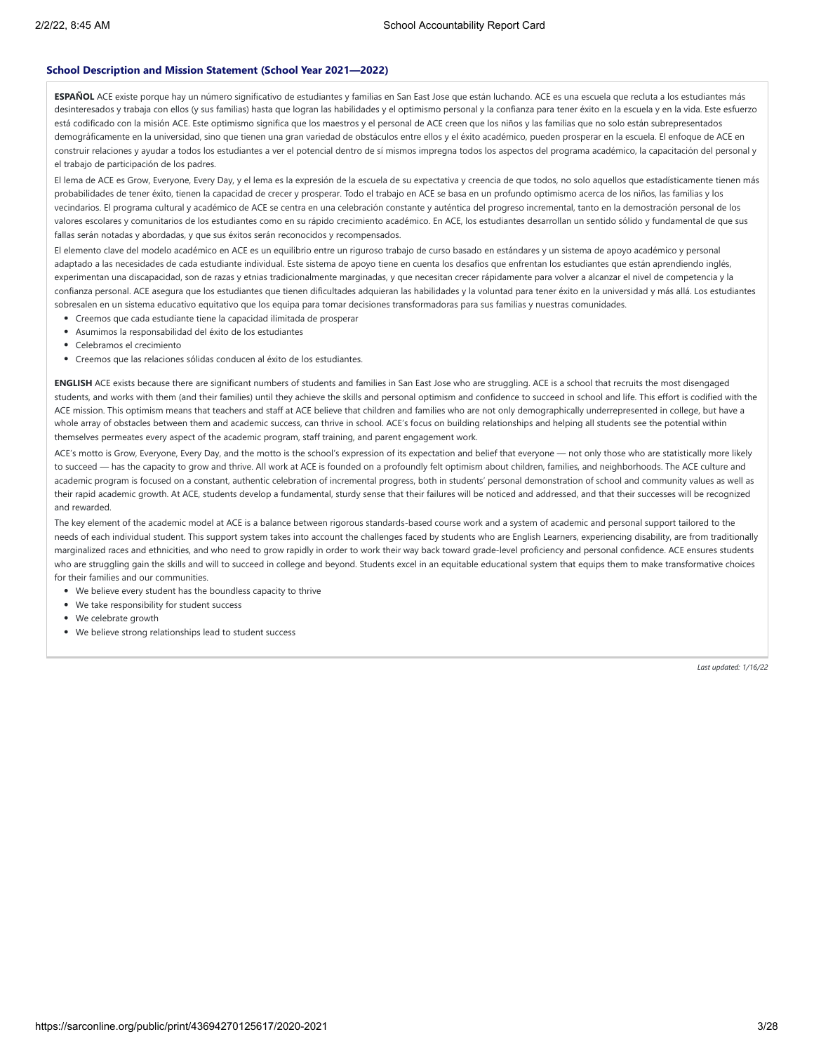## School Description and Mission Statement (School Year 2021—2022)

**ESPAÑOL** ACE existe porque hay un número significativo de estudiantes y familias en San East Jose que están luchando. ACE es una escuela que recluta a los estudiantes más desinteresados y trabaja con ellos (y sus familias) hasta que logran las habilidades y el optimismo personal y la confianza para tener éxito en la escuela y en la vida. Este esfuerzo está codificado con la misión ACE. Este optimismo significa que los maestros y el personal de ACE creen que los niños y las familias que no solo están subrepresentados demográficamente en la universidad, sino que tienen una gran variedad de obstáculos entre ellos y el éxito académico, pueden prosperar en la escuela. El enfoque de ACE en construir relaciones y ayudar a todos los estudiantes a ver el potencial dentro de sí mismos impregna todos los aspectos del programa académico, la capacitación del personal y el trabajo de participación de los padres.

El lema de ACE es Grow, Everyone, Every Day, y el lema es la expresión de la escuela de su expectativa y creencia de que todos, no solo aquellos que estadísticamente tienen más probabilidades de tener éxito, tienen la capacidad de crecer y prosperar. Todo el trabajo en ACE se basa en un profundo optimismo acerca de los niños, las familias y los vecindarios. El programa cultural y académico de ACE se centra en una celebración constante y auténtica del progreso incremental, tanto en la demostración personal de los valores escolares y comunitarios de los estudiantes como en su rápido crecimiento académico. En ACE, los estudiantes desarrollan un sentido sólido y fundamental de que sus fallas serán notadas y abordadas, y que sus éxitos serán reconocidos y recompensados.

El elemento clave del modelo académico en ACE es un equilibrio entre un riguroso trabajo de curso basado en estándares y un sistema de apoyo académico y personal adaptado a las necesidades de cada estudiante individual. Este sistema de apoyo tiene en cuenta los desafíos que enfrentan los estudiantes que están aprendiendo inglés, experimentan una discapacidad, son de razas y etnias tradicionalmente marginadas, y que necesitan crecer rápidamente para volver a alcanzar el nivel de competencia y la confianza personal. ACE asegura que los estudiantes que tienen dificultades adquieran las habilidades y la voluntad para tener éxito en la universidad y más allá. Los estudiantes sobresalen en un sistema educativo equitativo que los equipa para tomar decisiones transformadoras para sus familias y nuestras comunidades.

- Creemos que cada estudiante tiene la capacidad ilimitada de prosperar
- Asumimos la responsabilidad del éxito de los estudiantes
- Celebramos el crecimiento
- Creemos que las relaciones sólidas conducen al éxito de los estudiantes.

**ENGLISH** ACE exists because there are significant numbers of students and families in San East Jose who are struggling. ACE is a school that recruits the most disengaged students, and works with them (and their families) until they achieve the skills and personal optimism and confidence to succeed in school and life. This effort is codified with the ACE mission. This optimism means that teachers and staff at ACE believe that children and families who are not only demographically underrepresented in college, but have a whole array of obstacles between them and academic success, can thrive in school. ACE's focus on building relationships and helping all students see the potential within themselves permeates every aspect of the academic program, staff training, and parent engagement work.

ACE's motto is Grow, Everyone, Every Day, and the motto is the school's expression of its expectation and belief that everyone — not only those who are statistically more likely to succeed — has the capacity to grow and thrive. All work at ACE is founded on a profoundly felt optimism about children, families, and neighborhoods. The ACE culture and academic program is focused on a constant, authentic celebration of incremental progress, both in students' personal demonstration of school and community values as well as their rapid academic growth. At ACE, students develop a fundamental, sturdy sense that their failures will be noticed and addressed, and that their successes will be recognized and rewarded.

The key element of the academic model at ACE is a balance between rigorous standards-based course work and a system of academic and personal support tailored to the needs of each individual student. This support system takes into account the challenges faced by students who are English Learners, experiencing disability, are from traditionally marginalized races and ethnicities, and who need to grow rapidly in order to work their way back toward grade-level proficiency and personal confidence. ACE ensures students who are struggling gain the skills and will to succeed in college and beyond. Students excel in an equitable educational system that equips them to make transformative choices for their families and our communities.

- We believe every student has the boundless capacity to thrive
- We take responsibility for student success
- We celebrate growth
- We believe strong relationships lead to student success

*Last updated: 1/16/22*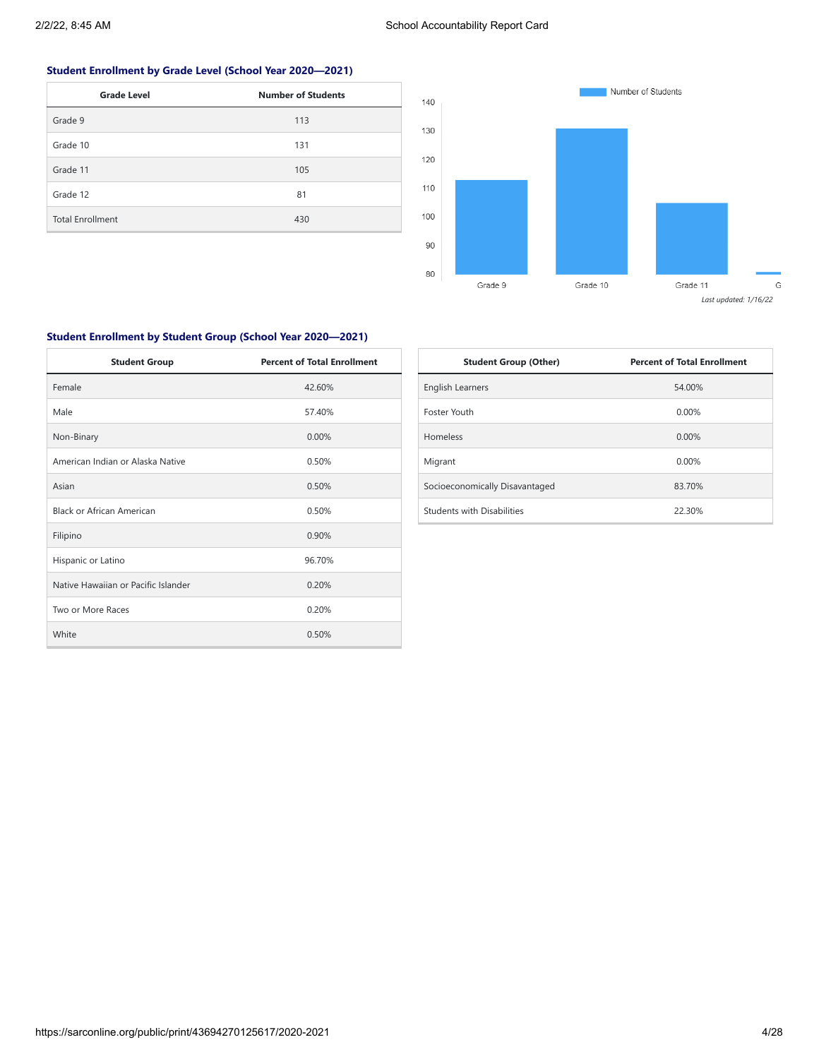### Student Enrollment by Grade Level (School Year 2020—2021)

| Grade Level | Number of Students |
|---|---|
| Grade 9 | 113 |
| Grade 10 | 131 |
| Grade 11 | 105 |
| Grade 12 | 81 |
| Total Enrollment | 430 |

Number of Students

140
130
120
110
100
90
80

Grade 9
Grade 10
Grade 11
G

*Last updated: 1/16/22*

### Student Enrollment by Student Group (School Year 2020—2021)

| Student Group | Percent of Total Enrollment |
|---|---|
| Female | 42.60% |
| Male | 57.40% |
| Non-Binary | 0.00% |
| American Indian or Alaska Native | 0.50% |
| Asian | 0.50% |
| Black or African American | 0.50% |
| Filipino | 0.90% |
| Hispanic or Latino | 96.70% |
| Native Hawaiian or Pacific Islander | 0.20% |
| Two or More Races | 0.20% |
| White | 0.50% |

| Student Group (Other) | Percent of Total Enrollment |
|---|---|
| English Learners | 54.00% |
| Foster Youth | 0.00% |
| Homeless | 0.00% |
| Migrant | 0.00% |
| Socioeconomically Disavantaged | 83.70% |
| Students with Disabilities | 22.30% |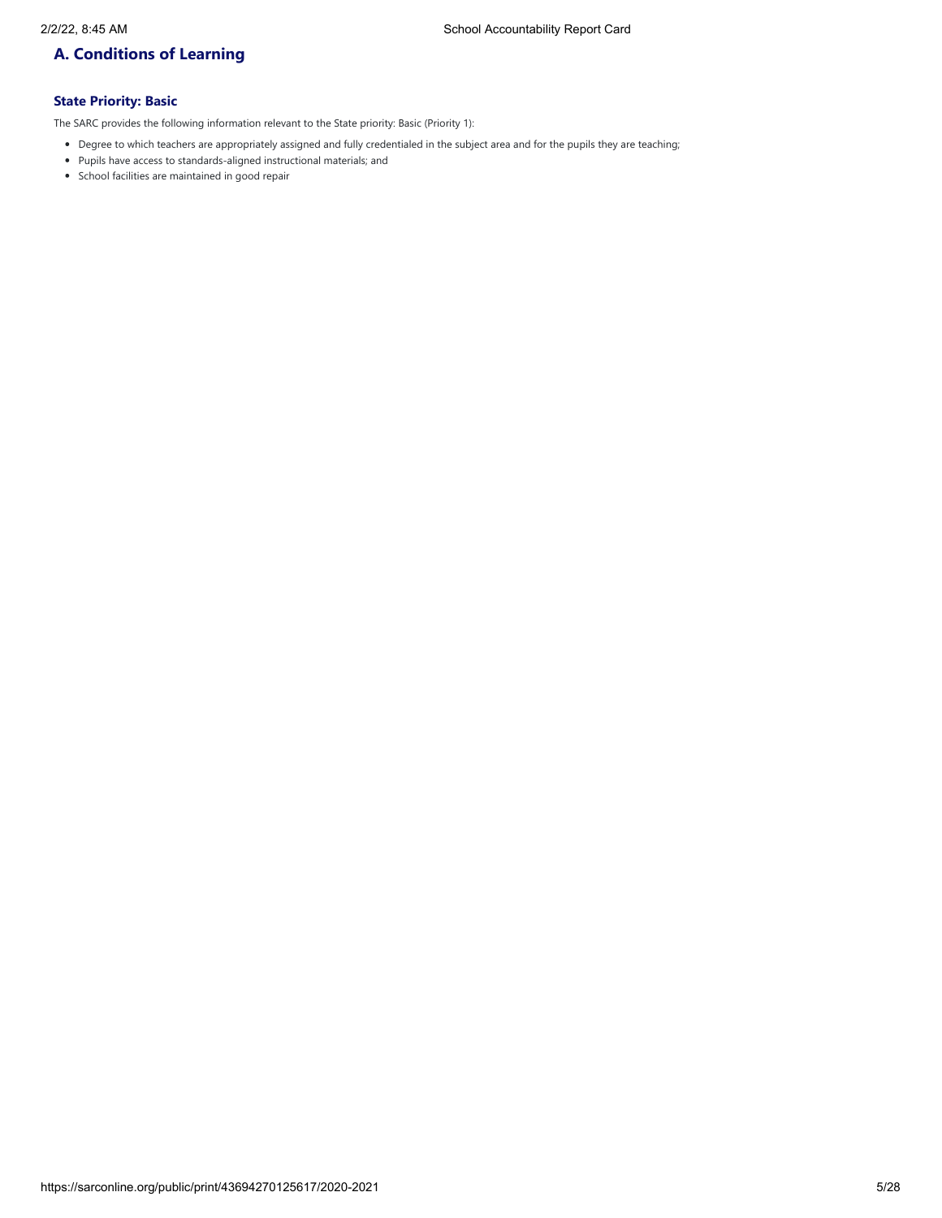## A. Conditions of Learning

### State Priority: Basic

The SARC provides the following information relevant to the State priority: Basic (Priority 1):

- Degree to which teachers are appropriately assigned and fully credentialed in the subject area and for the pupils they are teaching;
- Pupils have access to standards-aligned instructional materials; and
- School facilities are maintained in good repair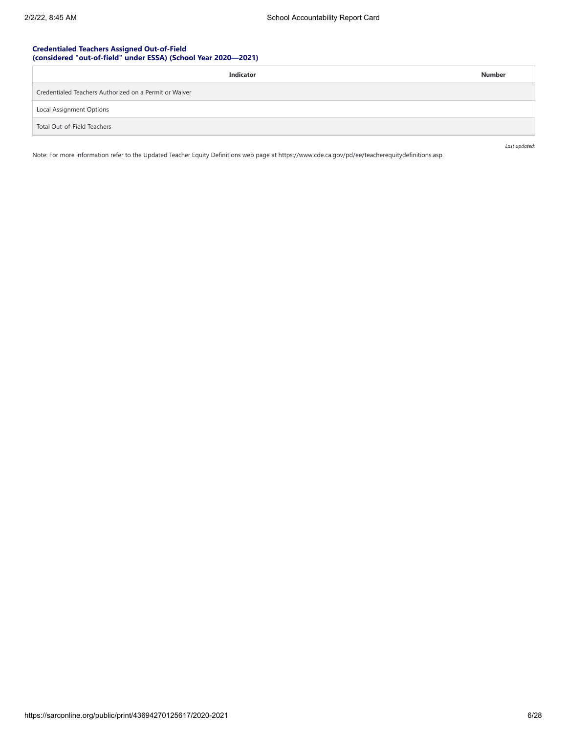### Credentialed Teachers Assigned Out-of-Field (considered "out-of-field" under ESSA) (School Year 2020—2021)

| Indicator | Number |
|---|---|
| Credentialed Teachers Authorized on a Permit or Waiver | |
| Local Assignment Options | |
| Total Out-of-Field Teachers | |

*Last updated:*

Note: For more information refer to the Updated Teacher Equity Definitions web page at https://www.cde.ca.gov/pd/ee/teacherequitydefinitions.asp.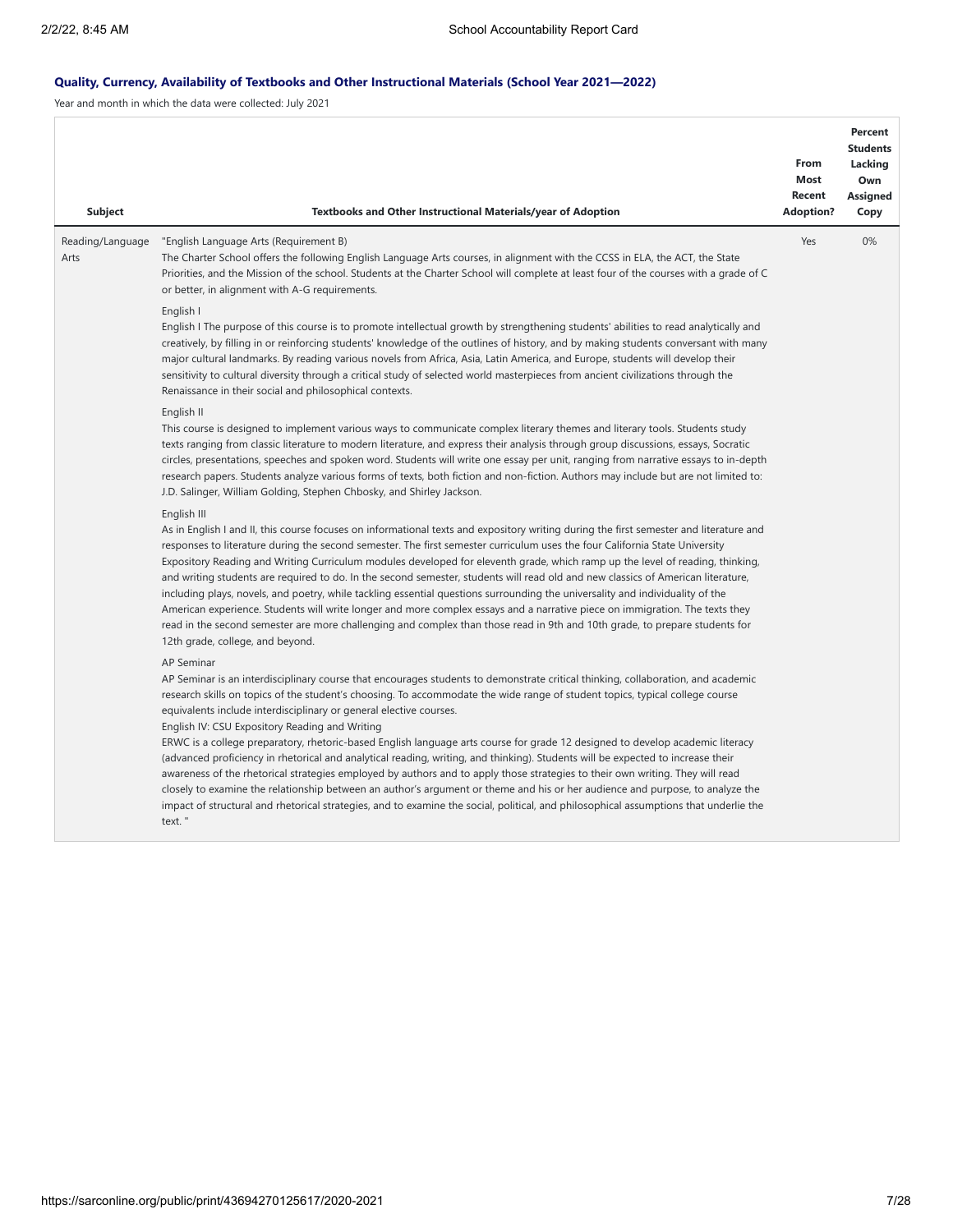### Quality, Currency, Availability of Textbooks and Other Instructional Materials (School Year 2021—2022)

Year and month in which the data were collected: July 2021

| Subject | Textbooks and Other Instructional Materials/year of Adoption | From Most Recent Adoption? | Percent Students Lacking Own Assigned Copy |
|---|---|---|---|
| Reading/Language Arts | "English Language Arts (Requirement B)<br>The Charter School offers the following English Language Arts courses, in alignment with the CCSS in ELA, the ACT, the State Priorities, and the Mission of the school. Students at the Charter School will complete at least four of the courses with a grade of C or better, in alignment with A-G requirements.<br><br>English I<br>English I The purpose of this course is to promote intellectual growth by strengthening students' abilities to read analytically and creatively, by filling in or reinforcing students' knowledge of the outlines of history, and by making students conversant with many major cultural landmarks. By reading various novels from Africa, Asia, Latin America, and Europe, students will develop their sensitivity to cultural diversity through a critical study of selected world masterpieces from ancient civilizations through the Renaissance in their social and philosophical contexts.<br><br>English II<br>This course is designed to implement various ways to communicate complex literary themes and literary tools. Students study texts ranging from classic literature to modern literature, and express their analysis through group discussions, essays, Socratic circles, presentations, speeches and spoken word. Students will write one essay per unit, ranging from narrative essays to in-depth research papers. Students analyze various forms of texts, both fiction and non-fiction. Authors may include but are not limited to: J.D. Salinger, William Golding, Stephen Chbosky, and Shirley Jackson.<br><br>English III<br>As in English I and II, this course focuses on informational texts and expository writing during the first semester and literature and responses to literature during the second semester. The first semester curriculum uses the four California State University Expository Reading and Writing Curriculum modules developed for eleventh grade, which ramp up the level of reading, thinking, and writing students are required to do. In the second semester, students will read old and new classics of American literature, including plays, novels, and poetry, while tackling essential questions surrounding the universality and individuality of the American experience. Students will write longer and more complex essays and a narrative piece on immigration. The texts they read in the second semester are more challenging and complex than those read in 9th and 10th grade, to prepare students for 12th grade, college, and beyond.<br><br>AP Seminar<br>AP Seminar is an interdisciplinary course that encourages students to demonstrate critical thinking, collaboration, and academic research skills on topics of the student's choosing. To accommodate the wide range of student topics, typical college course equivalents include interdisciplinary or general elective courses.<br>English IV: CSU Expository Reading and Writing<br>ERWC is a college preparatory, rhetoric-based English language arts course for grade 12 designed to develop academic literacy (advanced proficiency in rhetorical and analytical reading, writing, and thinking). Students will be expected to increase their awareness of the rhetorical strategies employed by authors and to apply those strategies to their own writing. They will read closely to examine the relationship between an author's argument or theme and his or her audience and purpose, to analyze the impact of structural and rhetorical strategies, and to examine the social, political, and philosophical assumptions that underlie the text. " | Yes | 0% |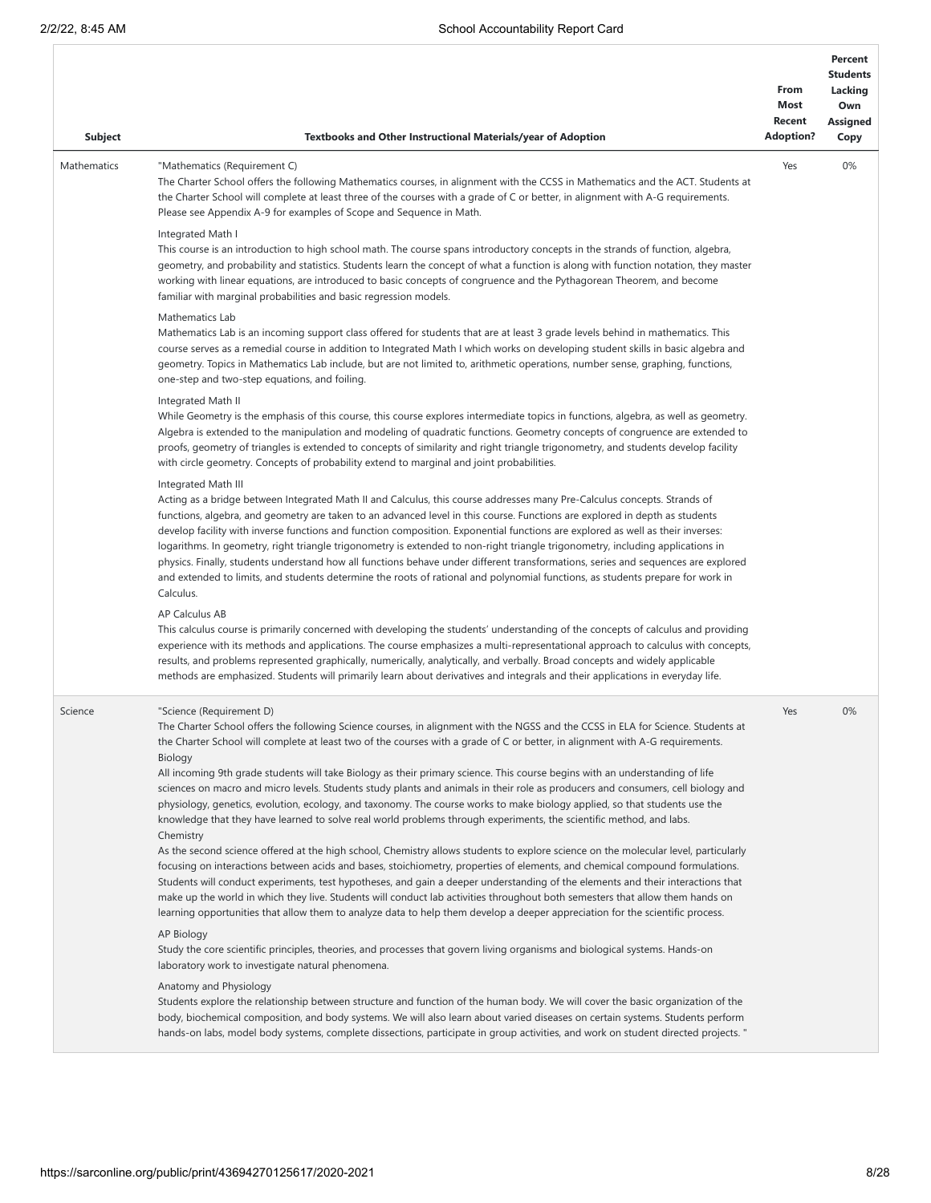| Subject | Textbooks and Other Instructional Materials/year of Adoption | From Most Recent Adoption? | Percent Students Lacking Own Assigned Copy |
|---|---|---|---|
| Mathematics | "Mathematics (Requirement C)<br>The Charter School offers the following Mathematics courses, in alignment with the CCSS in Mathematics and the ACT. Students at the Charter School will complete at least three of the courses with a grade of C or better, in alignment with A-G requirements. Please see Appendix A-9 for examples of Scope and Sequence in Math.<br><br>Integrated Math I<br>This course is an introduction to high school math. The course spans introductory concepts in the strands of function, algebra, geometry, and probability and statistics. Students learn the concept of what a function is along with function notation, they master working with linear equations, are introduced to basic concepts of congruence and the Pythagorean Theorem, and become familiar with marginal probabilities and basic regression models.<br><br>Mathematics Lab<br>Mathematics Lab is an incoming support class offered for students that are at least 3 grade levels behind in mathematics. This course serves as a remedial course in addition to Integrated Math I which works on developing student skills in basic algebra and geometry. Topics in Mathematics Lab include, but are not limited to, arithmetic operations, number sense, graphing, functions, one-step and two-step equations, and foiling.<br><br>Integrated Math II<br>While Geometry is the emphasis of this course, this course explores intermediate topics in functions, algebra, as well as geometry. Algebra is extended to the manipulation and modeling of quadratic functions. Geometry concepts of congruence are extended to proofs, geometry of triangles is extended to concepts of similarity and right triangle trigonometry, and students develop facility with circle geometry. Concepts of probability extend to marginal and joint probabilities.<br><br>Integrated Math III<br>Acting as a bridge between Integrated Math II and Calculus, this course addresses many Pre-Calculus concepts. Strands of functions, algebra, and geometry are taken to an advanced level in this course. Functions are explored in depth as students develop facility with inverse functions and function composition. Exponential functions are explored as well as their inverses: logarithms. In geometry, right triangle trigonometry is extended to non-right triangle trigonometry, including applications in physics. Finally, students understand how all functions behave under different transformations, series and sequences are explored and extended to limits, and students determine the roots of rational and polynomial functions, as students prepare for work in Calculus.<br><br>AP Calculus AB<br>This calculus course is primarily concerned with developing the students' understanding of the concepts of calculus and providing experience with its methods and applications. The course emphasizes a multi-representational approach to calculus with concepts, results, and problems represented graphically, numerically, analytically, and verbally. Broad concepts and widely applicable methods are emphasized. Students will primarily learn about derivatives and integrals and their applications in everyday life. | Yes | 0% |
| Science | "Science (Requirement D)<br>The Charter School offers the following Science courses, in alignment with the NGSS and the CCSS in ELA for Science. Students at the Charter School will complete at least two of the courses with a grade of C or better, in alignment with A-G requirements.<br>Biology<br>All incoming 9th grade students will take Biology as their primary science. This course begins with an understanding of life sciences on macro and micro levels. Students study plants and animals in their role as producers and consumers, cell biology and physiology, genetics, evolution, ecology, and taxonomy. The course works to make biology applied, so that students use the knowledge that they have learned to solve real world problems through experiments, the scientific method, and labs.<br>Chemistry<br>As the second science offered at the high school, Chemistry allows students to explore science on the molecular level, particularly focusing on interactions between acids and bases, stoichiometry, properties of elements, and chemical compound formulations. Students will conduct experiments, test hypotheses, and gain a deeper understanding of the elements and their interactions that make up the world in which they live. Students will conduct lab activities throughout both semesters that allow them hands on learning opportunities that allow them to analyze data to help them develop a deeper appreciation for the scientific process.<br><br>AP Biology<br>Study the core scientific principles, theories, and processes that govern living organisms and biological systems. Hands-on laboratory work to investigate natural phenomena.<br><br>Anatomy and Physiology<br>Students explore the relationship between structure and function of the human body. We will cover the basic organization of the body, biochemical composition, and body systems. We will also learn about varied diseases on certain systems. Students perform hands-on labs, model body systems, complete dissections, participate in group activities, and work on student directed projects. " | Yes | 0% |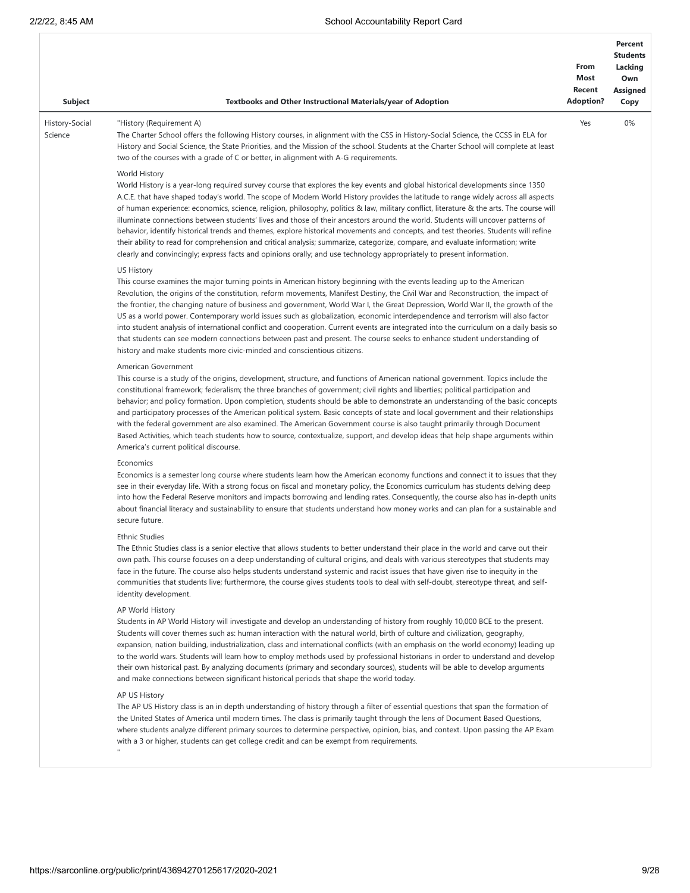| Subject | Textbooks and Other Instructional Materials/year of Adoption | From Most Recent Adoption? | Percent Students Lacking Own Assigned Copy |
|---|---|---|---|
| History-Social Science | "History (Requirement A)<br>The Charter School offers the following History courses, in alignment with the CSS in History-Social Science, the CCSS in ELA for History and Social Science, the State Priorities, and the Mission of the school. Students at the Charter School will complete at least two of the courses with a grade of C or better, in alignment with A-G requirements.<br><br>World History<br>World History is a year-long required survey course that explores the key events and global historical developments since 1350 A.C.E. that have shaped today's world. The scope of Modern World History provides the latitude to range widely across all aspects of human experience: economics, science, religion, philosophy, politics & law, military conflict, literature & the arts. The course will illuminate connections between students' lives and those of their ancestors around the world. Students will uncover patterns of behavior, identify historical trends and themes, explore historical movements and concepts, and test theories. Students will refine their ability to read for comprehension and critical analysis; summarize, categorize, compare, and evaluate information; write clearly and convincingly; express facts and opinions orally; and use technology appropriately to present information.<br><br>US History<br>This course examines the major turning points in American history beginning with the events leading up to the American Revolution, the origins of the constitution, reform movements, Manifest Destiny, the Civil War and Reconstruction, the impact of the frontier, the changing nature of business and government, World War I, the Great Depression, World War II, the growth of the US as a world power. Contemporary world issues such as globalization, economic interdependence and terrorism will also factor into student analysis of international conflict and cooperation. Current events are integrated into the curriculum on a daily basis so that students can see modern connections between past and present. The course seeks to enhance student understanding of history and make students more civic-minded and conscientious citizens.<br><br>American Government<br>This course is a study of the origins, development, structure, and functions of American national government. Topics include the constitutional framework; federalism; the three branches of government; civil rights and liberties; political participation and behavior; and policy formation. Upon completion, students should be able to demonstrate an understanding of the basic concepts and participatory processes of the American political system. Basic concepts of state and local government and their relationships with the federal government are also examined. The American Government course is also taught primarily through Document Based Activities, which teach students how to source, contextualize, support, and develop ideas that help shape arguments within America's current political discourse.<br><br>Economics<br>Economics is a semester long course where students learn how the American economy functions and connect it to issues that they see in their everyday life. With a strong focus on fiscal and monetary policy, the Economics curriculum has students delving deep into how the Federal Reserve monitors and impacts borrowing and lending rates. Consequently, the course also has in-depth units about financial literacy and sustainability to ensure that students understand how money works and can plan for a sustainable and secure future.<br><br>Ethnic Studies<br>The Ethnic Studies class is a senior elective that allows students to better understand their place in the world and carve out their own path. This course focuses on a deep understanding of cultural origins, and deals with various stereotypes that students may face in the future. The course also helps students understand systemic and racist issues that have given rise to inequity in the communities that students live; furthermore, the course gives students tools to deal with self-doubt, stereotype threat, and self-identity development.<br><br>AP World History<br>Students in AP World History will investigate and develop an understanding of history from roughly 10,000 BCE to the present. Students will cover themes such as: human interaction with the natural world, birth of culture and civilization, geography, expansion, nation building, industrialization, class and international conflicts (with an emphasis on the world economy) leading up to the world wars. Students will learn how to employ methods used by professional historians in order to understand and develop their own historical past. By analyzing documents (primary and secondary sources), students will be able to develop arguments and make connections between significant historical periods that shape the world today.<br><br>AP US History<br>The AP US History class is an in depth understanding of history through a filter of essential questions that span the formation of the United States of America until modern times. The class is primarily taught through the lens of Document Based Questions, where students analyze different primary sources to determine perspective, opinion, bias, and context. Upon passing the AP Exam with a 3 or higher, students can get college credit and can be exempt from requirements.<br>" | Yes | 0% |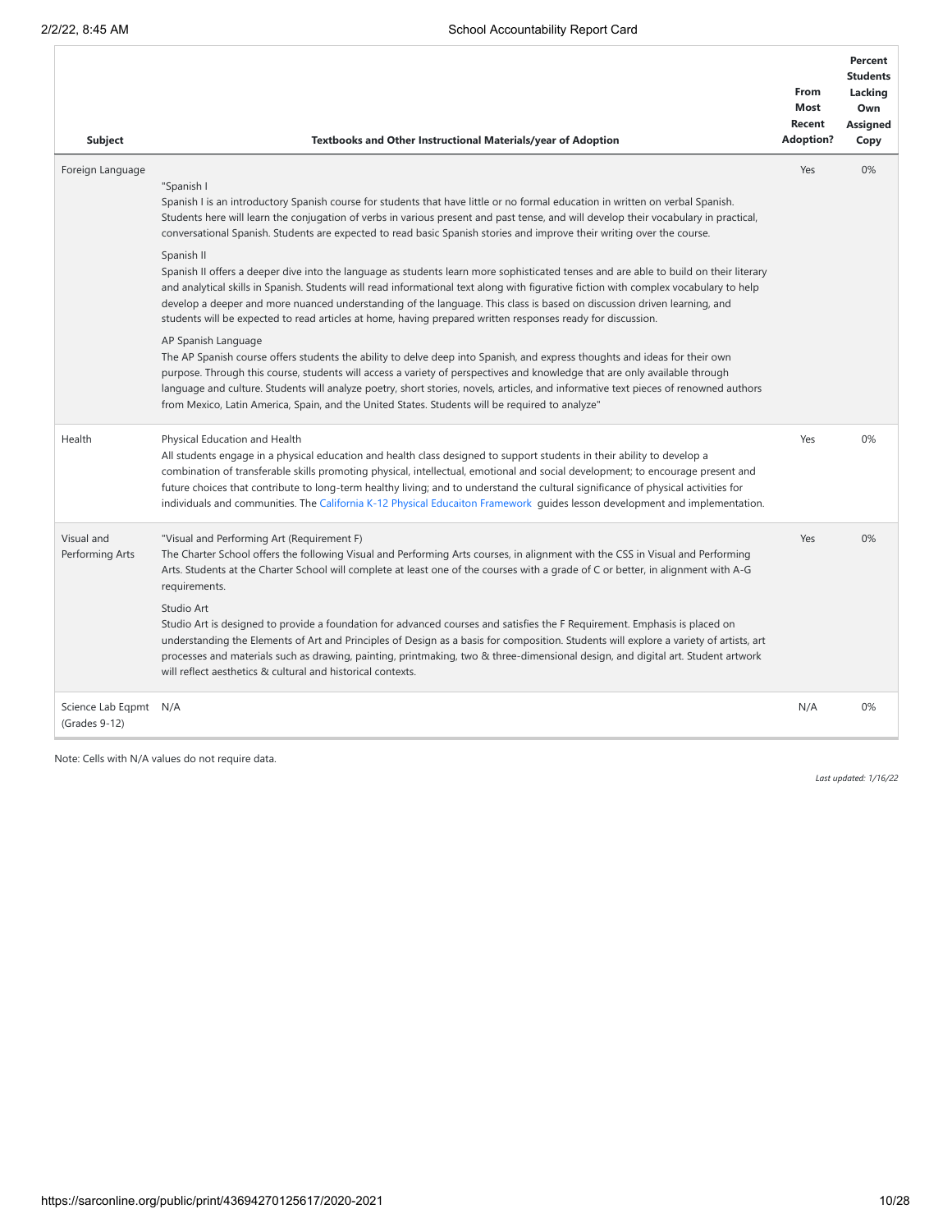| Subject | Textbooks and Other Instructional Materials/year of Adoption | From Most Recent Adoption? | Percent Students Lacking Own Assigned Copy |
|---|---|---|---|
| Foreign Language | "Spanish I<br>Spanish I is an introductory Spanish course for students that have little or no formal education in written on verbal Spanish. Students here will learn the conjugation of verbs in various present and past tense, and will develop their vocabulary in practical, conversational Spanish. Students are expected to read basic Spanish stories and improve their writing over the course.<br><br>Spanish II<br>Spanish II offers a deeper dive into the language as students learn more sophisticated tenses and are able to build on their literary and analytical skills in Spanish. Students will read informational text along with figurative fiction with complex vocabulary to help develop a deeper and more nuanced understanding of the language. This class is based on discussion driven learning, and students will be expected to read articles at home, having prepared written responses ready for discussion.<br><br>AP Spanish Language<br>The AP Spanish course offers students the ability to delve deep into Spanish, and express thoughts and ideas for their own purpose. Through this course, students will access a variety of perspectives and knowledge that are only available through language and culture. Students will analyze poetry, short stories, novels, articles, and informative text pieces of renowned authors from Mexico, Latin America, Spain, and the United States. Students will be required to analyze" | Yes | 0% |
| Health | Physical Education and Health<br>All students engage in a physical education and health class designed to support students in their ability to develop a combination of transferable skills promoting physical, intellectual, emotional and social development; to encourage present and future choices that contribute to long-term healthy living; and to understand the cultural significance of physical activities for individuals and communities. The California K-12 Physical Educaiton Framework guides lesson development and implementation. | Yes | 0% |
| Visual and Performing Arts | "Visual and Performing Art (Requirement F)<br>The Charter School offers the following Visual and Performing Arts courses, in alignment with the CSS in Visual and Performing Arts. Students at the Charter School will complete at least one of the courses with a grade of C or better, in alignment with A-G requirements.<br><br>Studio Art<br>Studio Art is designed to provide a foundation for advanced courses and satisfies the F Requirement. Emphasis is placed on understanding the Elements of Art and Principles of Design as a basis for composition. Students will explore a variety of artists, art processes and materials such as drawing, painting, printmaking, two & three-dimensional design, and digital art. Student artwork will reflect aesthetics & cultural and historical contexts. | Yes | 0% |
| Science Lab Eqpmt (Grades 9-12) | N/A | N/A | 0% |

Note: Cells with N/A values do not require data.

*Last updated: 1/16/22*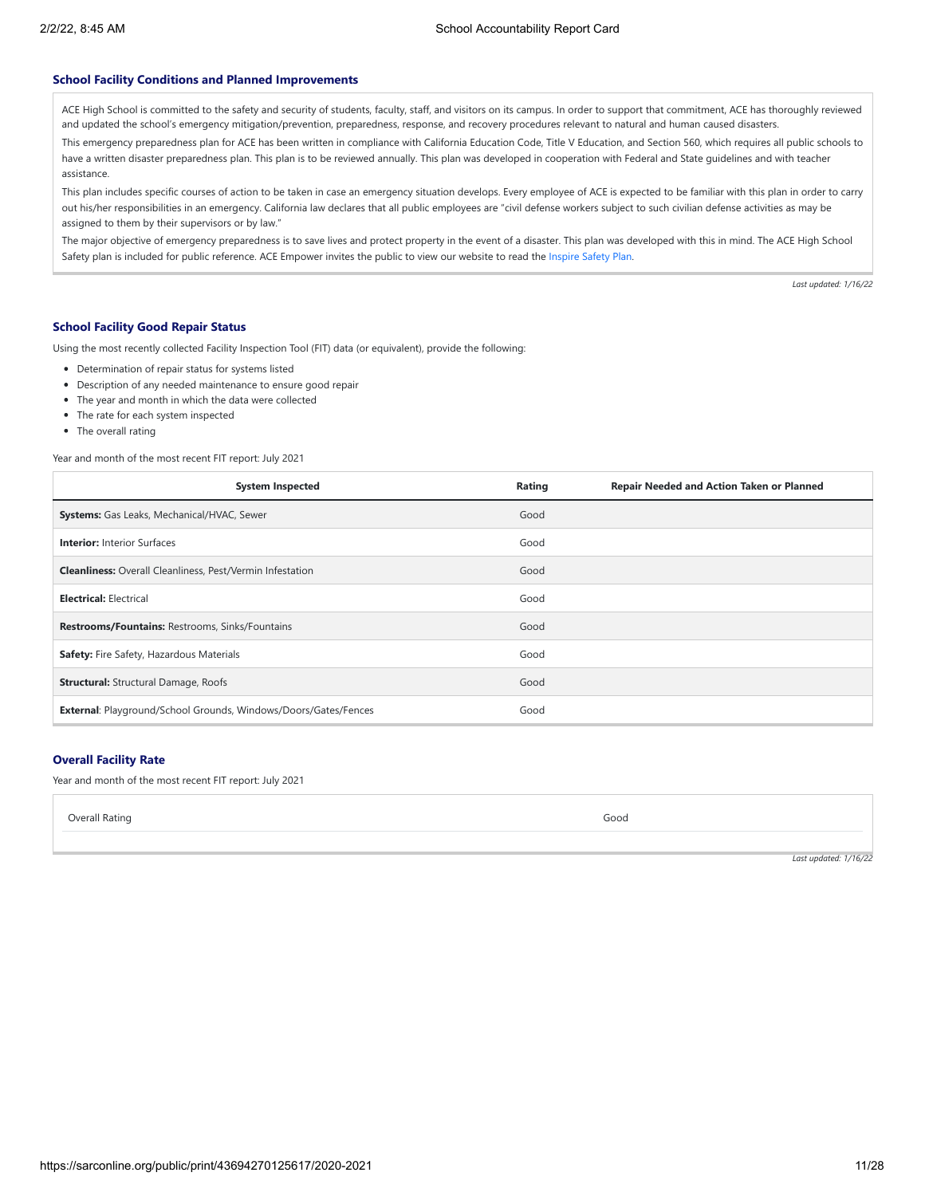### School Facility Conditions and Planned Improvements

ACE High School is committed to the safety and security of students, faculty, staff, and visitors on its campus. In order to support that commitment, ACE has thoroughly reviewed and updated the school's emergency mitigation/prevention, preparedness, response, and recovery procedures relevant to natural and human caused disasters.

This emergency preparedness plan for ACE has been written in compliance with California Education Code, Title V Education, and Section 560, which requires all public schools to have a written disaster preparedness plan. This plan is to be reviewed annually. This plan was developed in cooperation with Federal and State guidelines and with teacher assistance.

This plan includes specific courses of action to be taken in case an emergency situation develops. Every employee of ACE is expected to be familiar with this plan in order to carry out his/her responsibilities in an emergency. California law declares that all public employees are "civil defense workers subject to such civilian defense activities as may be assigned to them by their supervisors or by law."

The major objective of emergency preparedness is to save lives and protect property in the event of a disaster. This plan was developed with this in mind. The ACE High School Safety plan is included for public reference. ACE Empower invites the public to view our website to read the Inspire Safety Plan.

*Last updated: 1/16/22*

### School Facility Good Repair Status

Using the most recently collected Facility Inspection Tool (FIT) data (or equivalent), provide the following:

- Determination of repair status for systems listed
- Description of any needed maintenance to ensure good repair
- The year and month in which the data were collected
- The rate for each system inspected
- The overall rating

Year and month of the most recent FIT report: July 2021

| System Inspected | Rating | Repair Needed and Action Taken or Planned |
|---|---|---|
| **Systems:** Gas Leaks, Mechanical/HVAC, Sewer | Good | |
| **Interior:** Interior Surfaces | Good | |
| **Cleanliness:** Overall Cleanliness, Pest/Vermin Infestation | Good | |
| **Electrical:** Electrical | Good | |
| **Restrooms/Fountains:** Restrooms, Sinks/Fountains | Good | |
| **Safety:** Fire Safety, Hazardous Materials | Good | |
| **Structural:** Structural Damage, Roofs | Good | |
| **External**: Playground/School Grounds, Windows/Doors/Gates/Fences | Good | |

### Overall Facility Rate

Year and month of the most recent FIT report: July 2021

| | |
|---|---|
| Overall Rating | Good |

*Last updated: 1/16/22*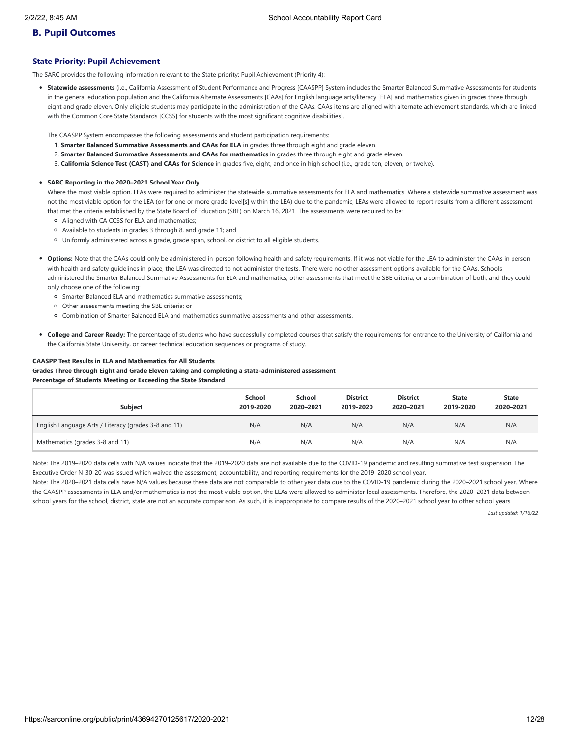## B. Pupil Outcomes

### State Priority: Pupil Achievement

The SARC provides the following information relevant to the State priority: Pupil Achievement (Priority 4):

- **Statewide assessments** (i.e., California Assessment of Student Performance and Progress [CAASPP] System includes the Smarter Balanced Summative Assessments for students in the general education population and the California Alternate Assessments [CAAs] for English language arts/literacy [ELA] and mathematics given in grades three through eight and grade eleven. Only eligible students may participate in the administration of the CAAs. CAAs items are aligned with alternate achievement standards, which are linked with the Common Core State Standards [CCSS] for students with the most significant cognitive disabilities).

  The CAASPP System encompasses the following assessments and student participation requirements:

  1. **Smarter Balanced Summative Assessments and CAAs for ELA** in grades three through eight and grade eleven.
  2. **Smarter Balanced Summative Assessments and CAAs for mathematics** in grades three through eight and grade eleven.
  3. **California Science Test (CAST) and CAAs for Science** in grades five, eight, and once in high school (i.e., grade ten, eleven, or twelve).

- **SARC Reporting in the 2020–2021 School Year Only**

  Where the most viable option, LEAs were required to administer the statewide summative assessments for ELA and mathematics. Where a statewide summative assessment was not the most viable option for the LEA (or for one or more grade-level[s] within the LEA) due to the pandemic, LEAs were allowed to report results from a different assessment that met the criteria established by the State Board of Education (SBE) on March 16, 2021. The assessments were required to be:

  - Aligned with CA CCSS for ELA and mathematics;
  - Available to students in grades 3 through 8, and grade 11; and
  - Uniformly administered across a grade, grade span, school, or district to all eligible students.

- **Options:** Note that the CAAs could only be administered in-person following health and safety requirements. If it was not viable for the LEA to administer the CAAs in person with health and safety guidelines in place, the LEA was directed to not administer the tests. There were no other assessment options available for the CAAs. Schools administered the Smarter Balanced Summative Assessments for ELA and mathematics, other assessments that meet the SBE criteria, or a combination of both, and they could only choose one of the following:

  - Smarter Balanced ELA and mathematics summative assessments;
  - Other assessments meeting the SBE criteria; or
  - Combination of Smarter Balanced ELA and mathematics summative assessments and other assessments.

- **College and Career Ready:** The percentage of students who have successfully completed courses that satisfy the requirements for entrance to the University of California and the California State University, or career technical education sequences or programs of study.

**CAASPP Test Results in ELA and Mathematics for All Students**
**Grades Three through Eight and Grade Eleven taking and completing a state-administered assessment**
**Percentage of Students Meeting or Exceeding the State Standard**

| Subject | School 2019-2020 | School 2020–2021 | District 2019-2020 | District 2020–2021 | State 2019-2020 | State 2020–2021 |
|---|---|---|---|---|---|---|
| English Language Arts / Literacy (grades 3-8 and 11) | N/A | N/A | N/A | N/A | N/A | N/A |
| Mathematics (grades 3-8 and 11) | N/A | N/A | N/A | N/A | N/A | N/A |

Note: The 2019–2020 data cells with N/A values indicate that the 2019–2020 data are not available due to the COVID-19 pandemic and resulting summative test suspension. The Executive Order N-30-20 was issued which waived the assessment, accountability, and reporting requirements for the 2019–2020 school year.

Note: The 2020–2021 data cells have N/A values because these data are not comparable to other year data due to the COVID-19 pandemic during the 2020–2021 school year. Where the CAASPP assessments in ELA and/or mathematics is not the most viable option, the LEAs were allowed to administer local assessments. Therefore, the 2020–2021 data between school years for the school, district, state are not an accurate comparison. As such, it is inappropriate to compare results of the 2020–2021 school year to other school years.

*Last updated: 1/16/22*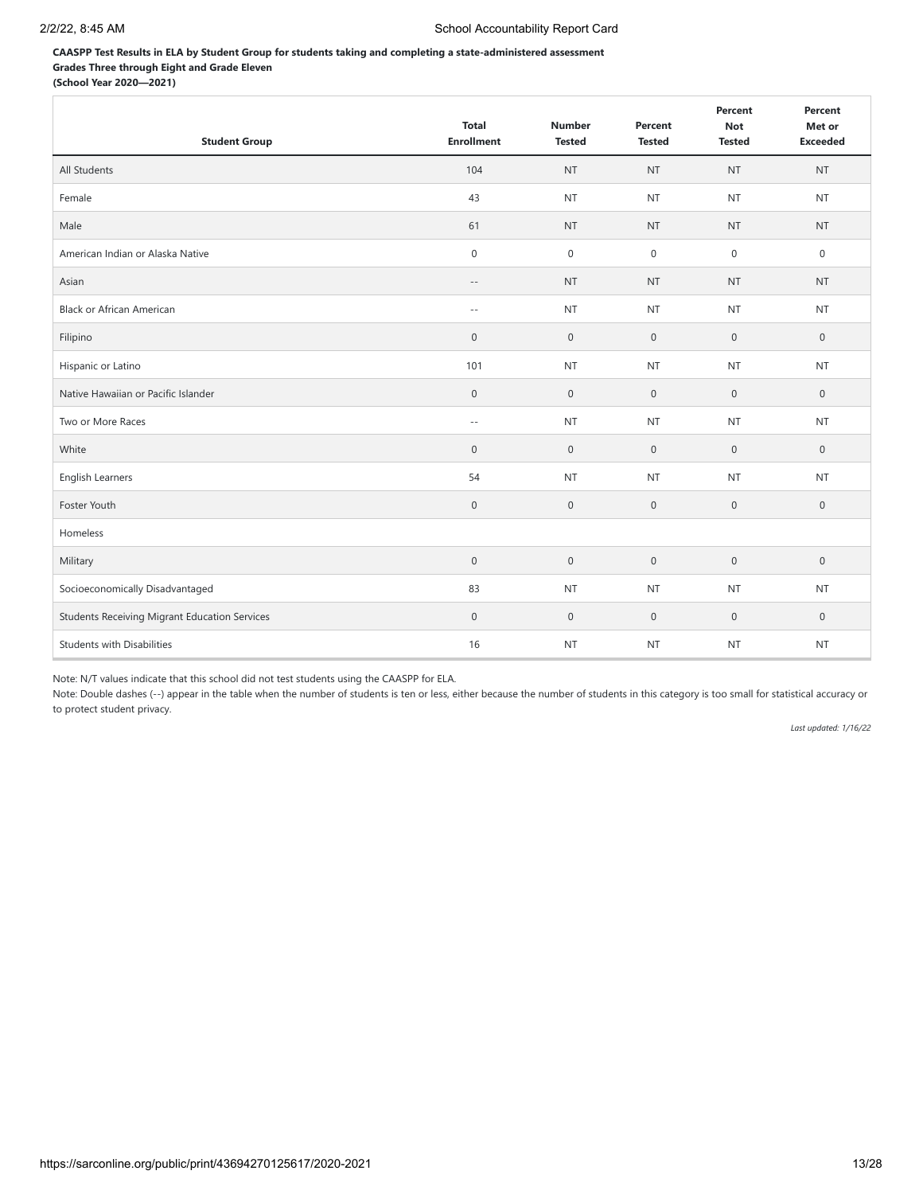**CAASPP Test Results in ELA by Student Group for students taking and completing a state-administered assessment**
**Grades Three through Eight and Grade Eleven**
**(School Year 2020—2021)**

| Student Group | Total Enrollment | Number Tested | Percent Tested | Percent Not Tested | Percent Met or Exceeded |
|---|---|---|---|---|---|
| All Students | 104 | NT | NT | NT | NT |
| Female | 43 | NT | NT | NT | NT |
| Male | 61 | NT | NT | NT | NT |
| American Indian or Alaska Native | 0 | 0 | 0 | 0 | 0 |
| Asian | -- | NT | NT | NT | NT |
| Black or African American | -- | NT | NT | NT | NT |
| Filipino | 0 | 0 | 0 | 0 | 0 |
| Hispanic or Latino | 101 | NT | NT | NT | NT |
| Native Hawaiian or Pacific Islander | 0 | 0 | 0 | 0 | 0 |
| Two or More Races | -- | NT | NT | NT | NT |
| White | 0 | 0 | 0 | 0 | 0 |
| English Learners | 54 | NT | NT | NT | NT |
| Foster Youth | 0 | 0 | 0 | 0 | 0 |
| Homeless | | | | | |
| Military | 0 | 0 | 0 | 0 | 0 |
| Socioeconomically Disadvantaged | 83 | NT | NT | NT | NT |
| Students Receiving Migrant Education Services | 0 | 0 | 0 | 0 | 0 |
| Students with Disabilities | 16 | NT | NT | NT | NT |

Note: N/T values indicate that this school did not test students using the CAASPP for ELA.

Note: Double dashes (--) appear in the table when the number of students is ten or less, either because the number of students in this category is too small for statistical accuracy or to protect student privacy.

*Last updated: 1/16/22*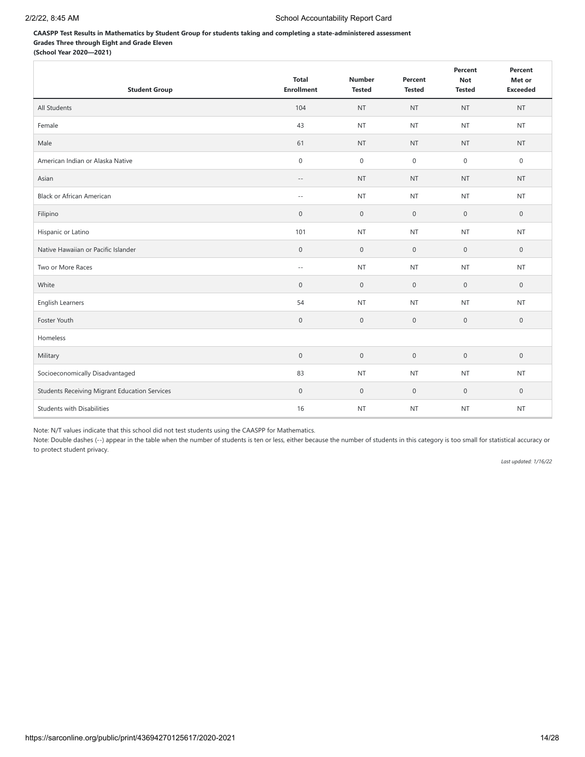**CAASPP Test Results in Mathematics by Student Group for students taking and completing a state-administered assessment**
**Grades Three through Eight and Grade Eleven**
**(School Year 2020—2021)**

| Student Group | Total Enrollment | Number Tested | Percent Tested | Percent Not Tested | Percent Met or Exceeded |
|---|---|---|---|---|---|
| All Students | 104 | NT | NT | NT | NT |
| Female | 43 | NT | NT | NT | NT |
| Male | 61 | NT | NT | NT | NT |
| American Indian or Alaska Native | 0 | 0 | 0 | 0 | 0 |
| Asian | -- | NT | NT | NT | NT |
| Black or African American | -- | NT | NT | NT | NT |
| Filipino | 0 | 0 | 0 | 0 | 0 |
| Hispanic or Latino | 101 | NT | NT | NT | NT |
| Native Hawaiian or Pacific Islander | 0 | 0 | 0 | 0 | 0 |
| Two or More Races | -- | NT | NT | NT | NT |
| White | 0 | 0 | 0 | 0 | 0 |
| English Learners | 54 | NT | NT | NT | NT |
| Foster Youth | 0 | 0 | 0 | 0 | 0 |
| Homeless | | | | | |
| Military | 0 | 0 | 0 | 0 | 0 |
| Socioeconomically Disadvantaged | 83 | NT | NT | NT | NT |
| Students Receiving Migrant Education Services | 0 | 0 | 0 | 0 | 0 |
| Students with Disabilities | 16 | NT | NT | NT | NT |

Note: N/T values indicate that this school did not test students using the CAASPP for Mathematics.

Note: Double dashes (--) appear in the table when the number of students is ten or less, either because the number of students in this category is too small for statistical accuracy or to protect student privacy.

*Last updated: 1/16/22*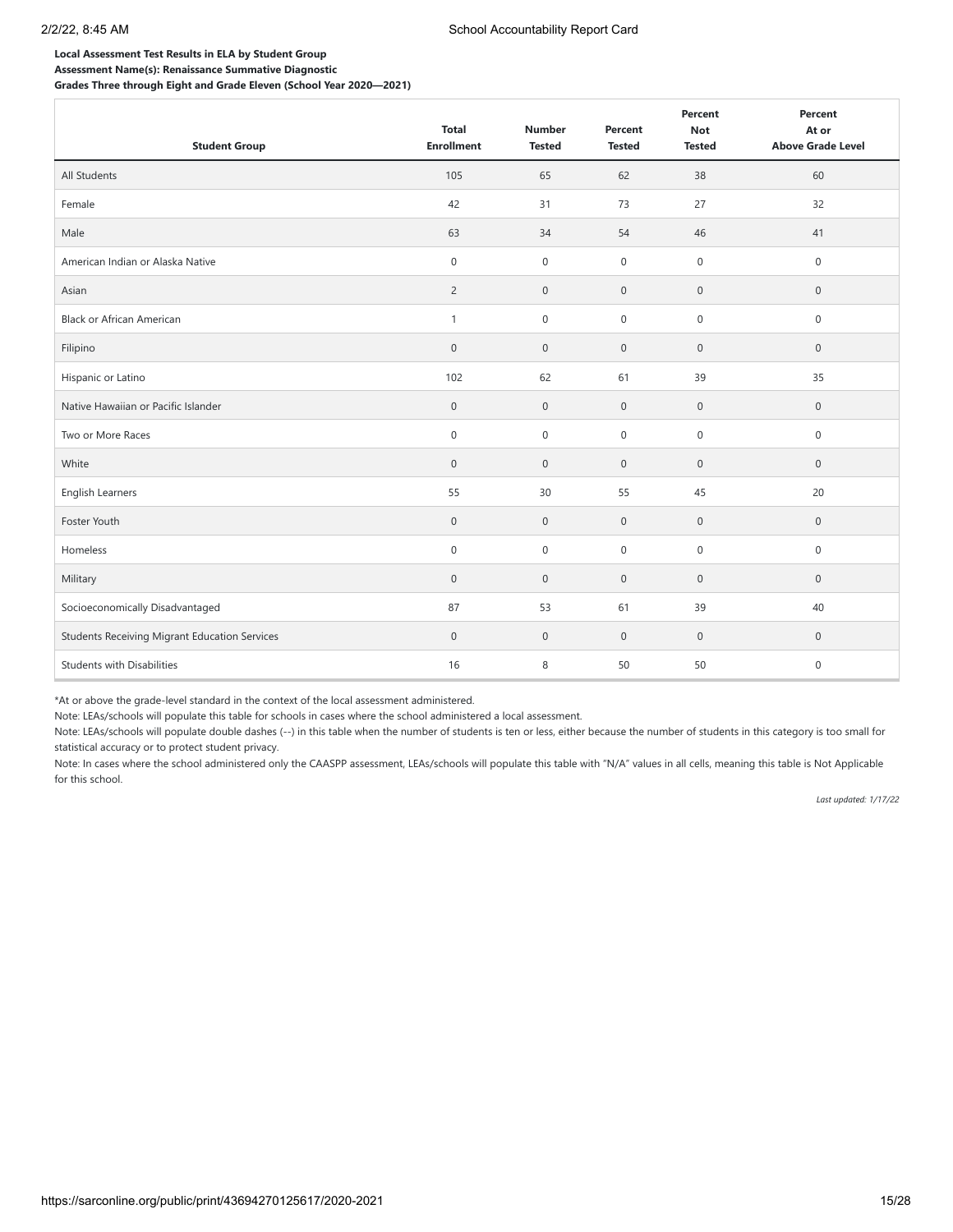**Local Assessment Test Results in ELA by Student Group**
**Assessment Name(s): Renaissance Summative Diagnostic**
**Grades Three through Eight and Grade Eleven (School Year 2020—2021)**

| Student Group | Total Enrollment | Number Tested | Percent Tested | Percent Not Tested | Percent At or Above Grade Level |
|---|---|---|---|---|---|
| All Students | 105 | 65 | 62 | 38 | 60 |
| Female | 42 | 31 | 73 | 27 | 32 |
| Male | 63 | 34 | 54 | 46 | 41 |
| American Indian or Alaska Native | 0 | 0 | 0 | 0 | 0 |
| Asian | 2 | 0 | 0 | 0 | 0 |
| Black or African American | 1 | 0 | 0 | 0 | 0 |
| Filipino | 0 | 0 | 0 | 0 | 0 |
| Hispanic or Latino | 102 | 62 | 61 | 39 | 35 |
| Native Hawaiian or Pacific Islander | 0 | 0 | 0 | 0 | 0 |
| Two or More Races | 0 | 0 | 0 | 0 | 0 |
| White | 0 | 0 | 0 | 0 | 0 |
| English Learners | 55 | 30 | 55 | 45 | 20 |
| Foster Youth | 0 | 0 | 0 | 0 | 0 |
| Homeless | 0 | 0 | 0 | 0 | 0 |
| Military | 0 | 0 | 0 | 0 | 0 |
| Socioeconomically Disadvantaged | 87 | 53 | 61 | 39 | 40 |
| Students Receiving Migrant Education Services | 0 | 0 | 0 | 0 | 0 |
| Students with Disabilities | 16 | 8 | 50 | 50 | 0 |

*At or above the grade-level standard in the context of the local assessment administered.

Note: LEAs/schools will populate this table for schools in cases where the school administered a local assessment.

Note: LEAs/schools will populate double dashes (--) in this table when the number of students is ten or less, either because the number of students in this category is too small for statistical accuracy or to protect student privacy.

Note: In cases where the school administered only the CAASPP assessment, LEAs/schools will populate this table with "N/A" values in all cells, meaning this table is Not Applicable for this school.

*Last updated: 1/17/22*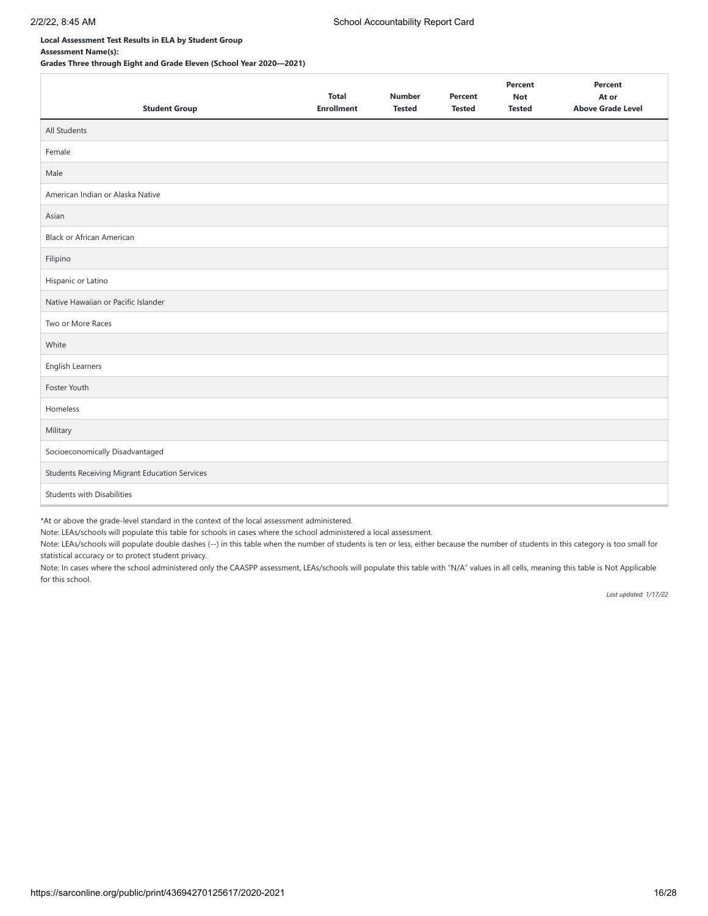**Local Assessment Test Results in ELA by Student Group**
**Assessment Name(s):**
**Grades Three through Eight and Grade Eleven (School Year 2020—2021)**

| Student Group | Total Enrollment | Number Tested | Percent Tested | Percent Not Tested | Percent At or Above Grade Level |
|---|---|---|---|---|---|
| All Students | | | | | |
| Female | | | | | |
| Male | | | | | |
| American Indian or Alaska Native | | | | | |
| Asian | | | | | |
| Black or African American | | | | | |
| Filipino | | | | | |
| Hispanic or Latino | | | | | |
| Native Hawaiian or Pacific Islander | | | | | |
| Two or More Races | | | | | |
| White | | | | | |
| English Learners | | | | | |
| Foster Youth | | | | | |
| Homeless | | | | | |
| Military | | | | | |
| Socioeconomically Disadvantaged | | | | | |
| Students Receiving Migrant Education Services | | | | | |
| Students with Disabilities | | | | | |

*At or above the grade-level standard in the context of the local assessment administered.

Note: LEAs/schools will populate this table for schools in cases where the school administered a local assessment.

Note: LEAs/schools will populate double dashes (--) in this table when the number of students is ten or less, either because the number of students in this category is too small for statistical accuracy or to protect student privacy.

Note: In cases where the school administered only the CAASPP assessment, LEAs/schools will populate this table with "N/A" values in all cells, meaning this table is Not Applicable for this school.

*Last updated: 1/17/22*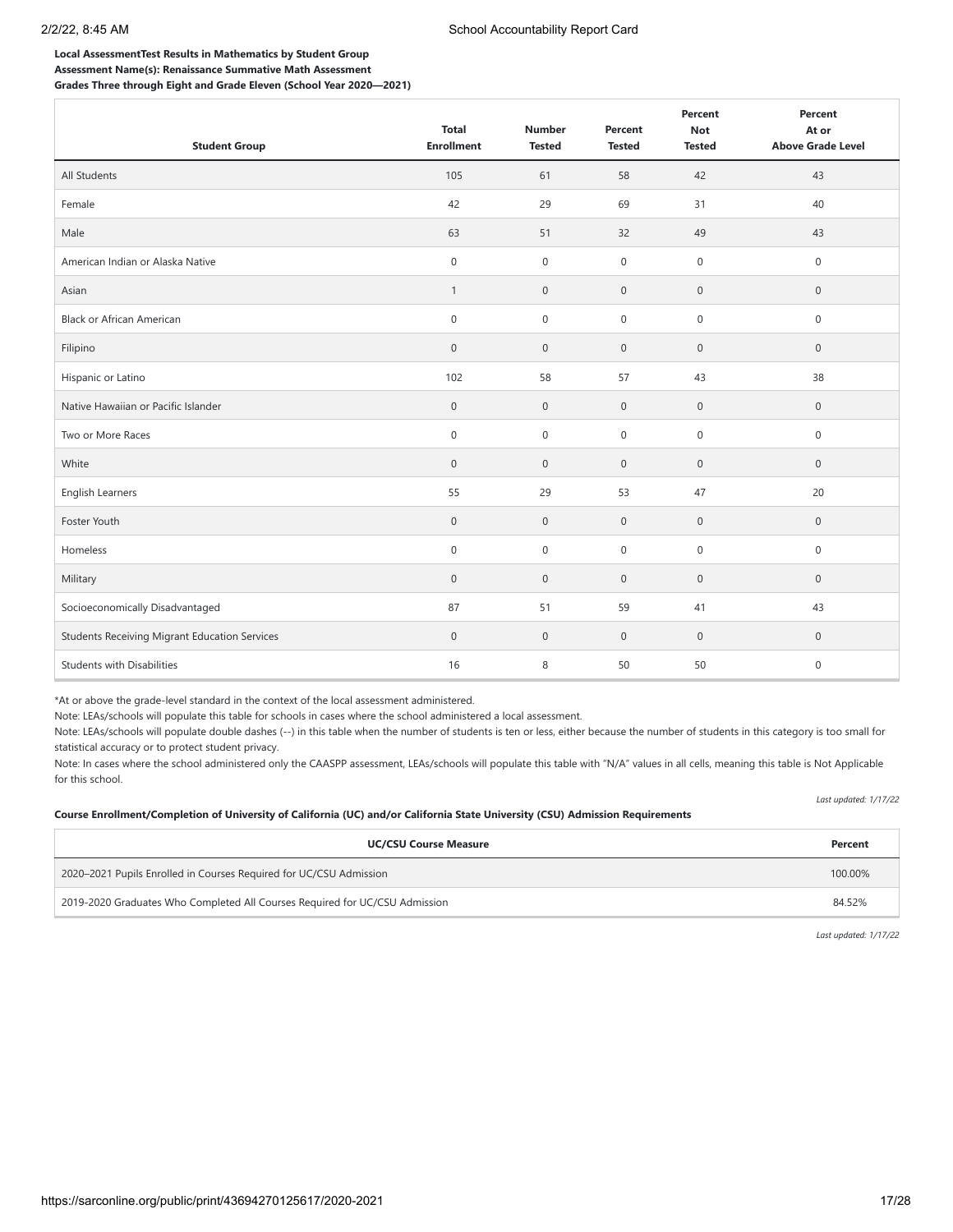**Local AssessmentTest Results in Mathematics by Student Group**
**Assessment Name(s): Renaissance Summative Math Assessment**
**Grades Three through Eight and Grade Eleven (School Year 2020—2021)**

| Student Group | Total Enrollment | Number Tested | Percent Tested | Percent Not Tested | Percent At or Above Grade Level |
|---|---|---|---|---|---|
| All Students | 105 | 61 | 58 | 42 | 43 |
| Female | 42 | 29 | 69 | 31 | 40 |
| Male | 63 | 51 | 32 | 49 | 43 |
| American Indian or Alaska Native | 0 | 0 | 0 | 0 | 0 |
| Asian | 1 | 0 | 0 | 0 | 0 |
| Black or African American | 0 | 0 | 0 | 0 | 0 |
| Filipino | 0 | 0 | 0 | 0 | 0 |
| Hispanic or Latino | 102 | 58 | 57 | 43 | 38 |
| Native Hawaiian or Pacific Islander | 0 | 0 | 0 | 0 | 0 |
| Two or More Races | 0 | 0 | 0 | 0 | 0 |
| White | 0 | 0 | 0 | 0 | 0 |
| English Learners | 55 | 29 | 53 | 47 | 20 |
| Foster Youth | 0 | 0 | 0 | 0 | 0 |
| Homeless | 0 | 0 | 0 | 0 | 0 |
| Military | 0 | 0 | 0 | 0 | 0 |
| Socioeconomically Disadvantaged | 87 | 51 | 59 | 41 | 43 |
| Students Receiving Migrant Education Services | 0 | 0 | 0 | 0 | 0 |
| Students with Disabilities | 16 | 8 | 50 | 50 | 0 |

*At or above the grade-level standard in the context of the local assessment administered.

Note: LEAs/schools will populate this table for schools in cases where the school administered a local assessment.

Note: LEAs/schools will populate double dashes (--) in this table when the number of students is ten or less, either because the number of students in this category is too small for statistical accuracy or to protect student privacy.

Note: In cases where the school administered only the CAASPP assessment, LEAs/schools will populate this table with "N/A" values in all cells, meaning this table is Not Applicable for this school.

*Last updated: 1/17/22*

**Course Enrollment/Completion of University of California (UC) and/or California State University (CSU) Admission Requirements**

| UC/CSU Course Measure | Percent |
|---|---|
| 2020–2021 Pupils Enrolled in Courses Required for UC/CSU Admission | 100.00% |
| 2019-2020 Graduates Who Completed All Courses Required for UC/CSU Admission | 84.52% |

*Last updated: 1/17/22*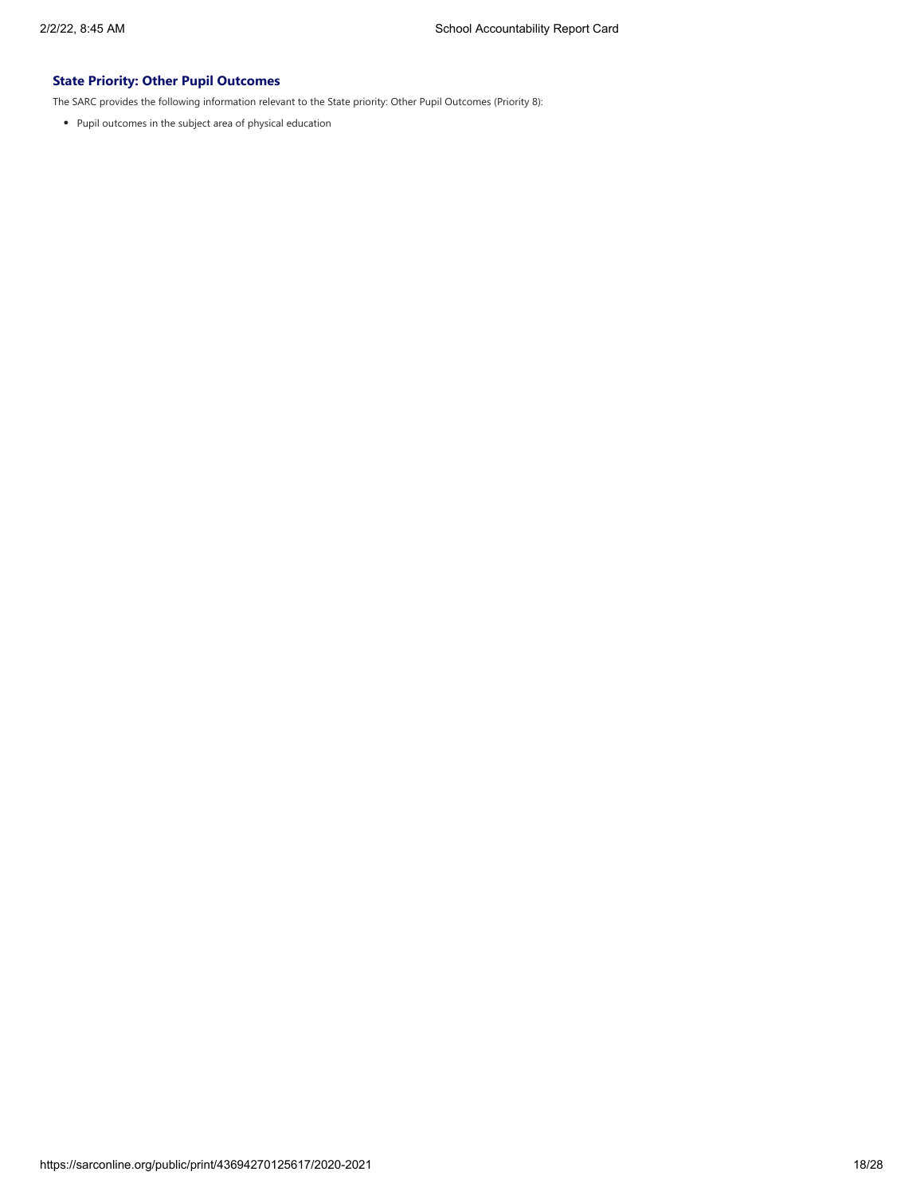## State Priority: Other Pupil Outcomes

The SARC provides the following information relevant to the State priority: Other Pupil Outcomes (Priority 8):

- Pupil outcomes in the subject area of physical education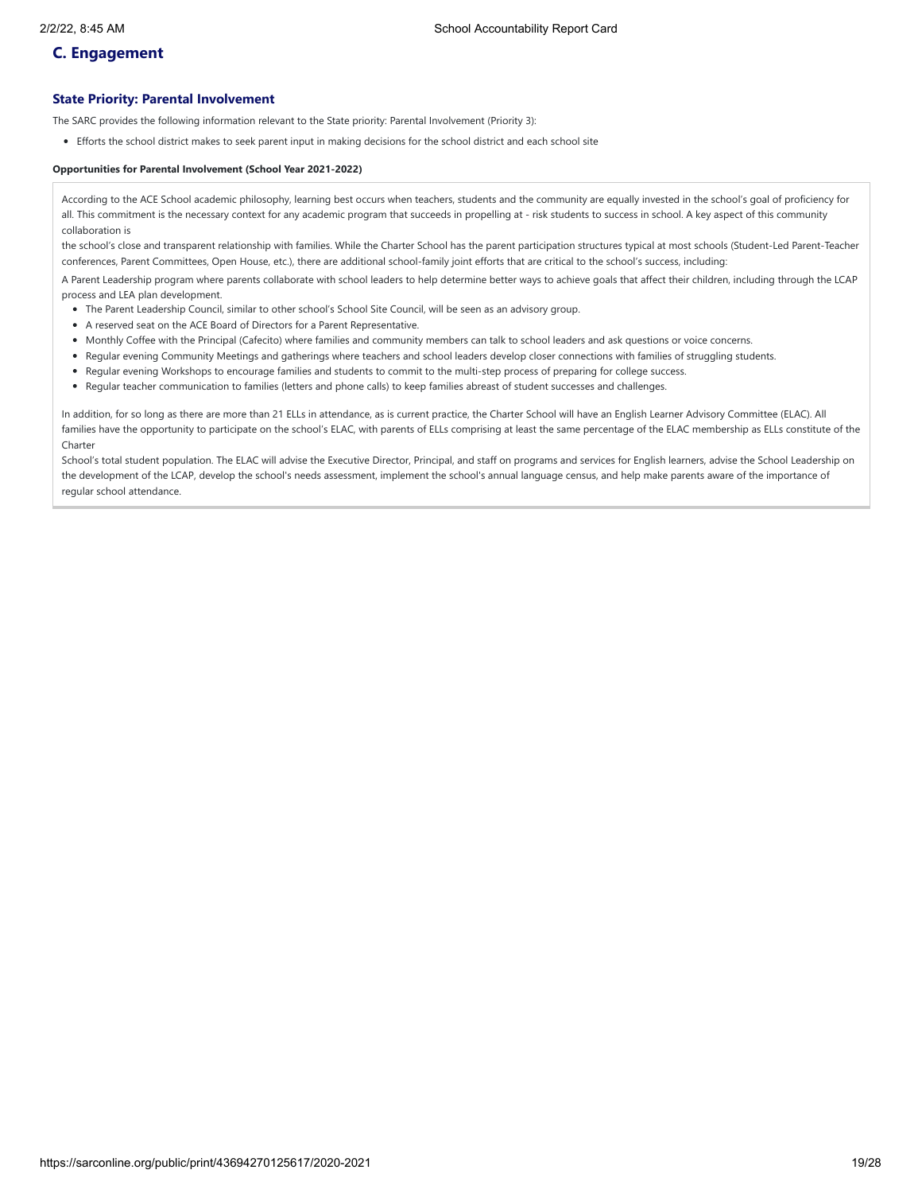## C. Engagement

### State Priority: Parental Involvement

The SARC provides the following information relevant to the State priority: Parental Involvement (Priority 3):

- Efforts the school district makes to seek parent input in making decisions for the school district and each school site

#### Opportunities for Parental Involvement (School Year 2021-2022)

According to the ACE School academic philosophy, learning best occurs when teachers, students and the community are equally invested in the school's goal of proficiency for all. This commitment is the necessary context for any academic program that succeeds in propelling at - risk students to success in school. A key aspect of this community collaboration is

the school's close and transparent relationship with families. While the Charter School has the parent participation structures typical at most schools (Student-Led Parent-Teacher conferences, Parent Committees, Open House, etc.), there are additional school-family joint efforts that are critical to the school's success, including:

A Parent Leadership program where parents collaborate with school leaders to help determine better ways to achieve goals that affect their children, including through the LCAP process and LEA plan development.

- The Parent Leadership Council, similar to other school's School Site Council, will be seen as an advisory group.
- A reserved seat on the ACE Board of Directors for a Parent Representative.
- Monthly Coffee with the Principal (Cafecito) where families and community members can talk to school leaders and ask questions or voice concerns.
- Regular evening Community Meetings and gatherings where teachers and school leaders develop closer connections with families of struggling students.
- Regular evening Workshops to encourage families and students to commit to the multi-step process of preparing for college success.
- Regular teacher communication to families (letters and phone calls) to keep families abreast of student successes and challenges.

In addition, for so long as there are more than 21 ELLs in attendance, as is current practice, the Charter School will have an English Learner Advisory Committee (ELAC). All families have the opportunity to participate on the school's ELAC, with parents of ELLs comprising at least the same percentage of the ELAC membership as ELLs constitute of the Charter

School's total student population. The ELAC will advise the Executive Director, Principal, and staff on programs and services for English learners, advise the School Leadership on the development of the LCAP, develop the school's needs assessment, implement the school's annual language census, and help make parents aware of the importance of regular school attendance.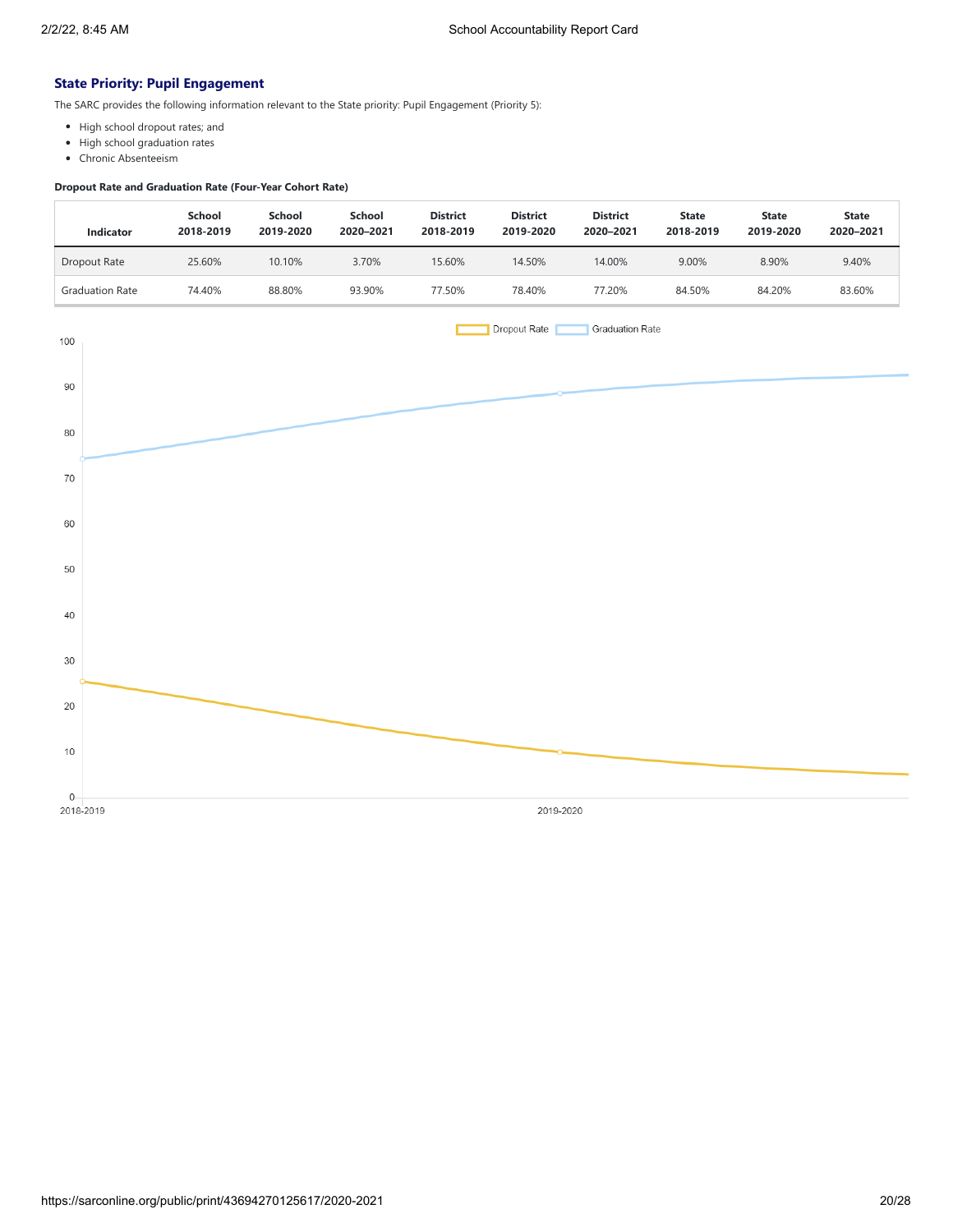## State Priority: Pupil Engagement

The SARC provides the following information relevant to the State priority: Pupil Engagement (Priority 5):

- High school dropout rates; and
- High school graduation rates
- Chronic Absenteeism

**Dropout Rate and Graduation Rate (Four-Year Cohort Rate)**

| Indicator | School 2018-2019 | School 2019-2020 | School 2020–2021 | District 2018-2019 | District 2019-2020 | District 2020–2021 | State 2018-2019 | State 2019-2020 | State 2020–2021 |
|---|---|---|---|---|---|---|---|---|---|
| Dropout Rate | 25.60% | 10.10% | 3.70% | 15.60% | 14.50% | 14.00% | 9.00% | 8.90% | 9.40% |
| Graduation Rate | 74.40% | 88.80% | 93.90% | 77.50% | 78.40% | 77.20% | 84.50% | 84.20% | 83.60% |

Dropout Rate
Graduation Rate

100
90
80
70
60
50
40
30
20
10
0

2018-2019
2019-2020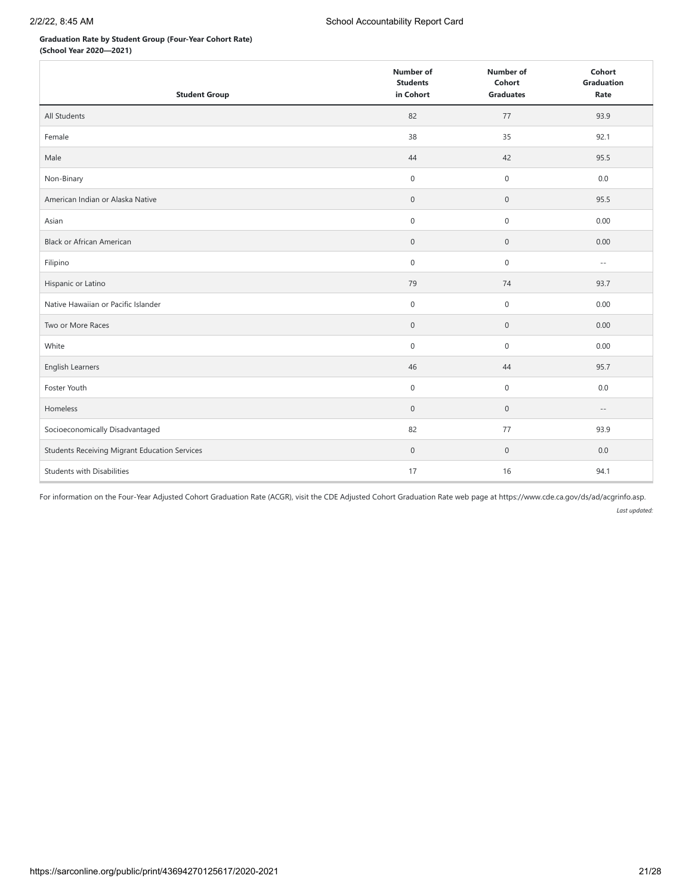**Graduation Rate by Student Group (Four-Year Cohort Rate)**
**(School Year 2020—2021)**

| Student Group | Number of Students in Cohort | Number of Cohort Graduates | Cohort Graduation Rate |
|---|---|---|---|
| All Students | 82 | 77 | 93.9 |
| Female | 38 | 35 | 92.1 |
| Male | 44 | 42 | 95.5 |
| Non-Binary | 0 | 0 | 0.0 |
| American Indian or Alaska Native | 0 | 0 | 95.5 |
| Asian | 0 | 0 | 0.00 |
| Black or African American | 0 | 0 | 0.00 |
| Filipino | 0 | 0 | -- |
| Hispanic or Latino | 79 | 74 | 93.7 |
| Native Hawaiian or Pacific Islander | 0 | 0 | 0.00 |
| Two or More Races | 0 | 0 | 0.00 |
| White | 0 | 0 | 0.00 |
| English Learners | 46 | 44 | 95.7 |
| Foster Youth | 0 | 0 | 0.0 |
| Homeless | 0 | 0 | -- |
| Socioeconomically Disadvantaged | 82 | 77 | 93.9 |
| Students Receiving Migrant Education Services | 0 | 0 | 0.0 |
| Students with Disabilities | 17 | 16 | 94.1 |

For information on the Four-Year Adjusted Cohort Graduation Rate (ACGR), visit the CDE Adjusted Cohort Graduation Rate web page at https://www.cde.ca.gov/ds/ad/acgrinfo.asp.

*Last updated:*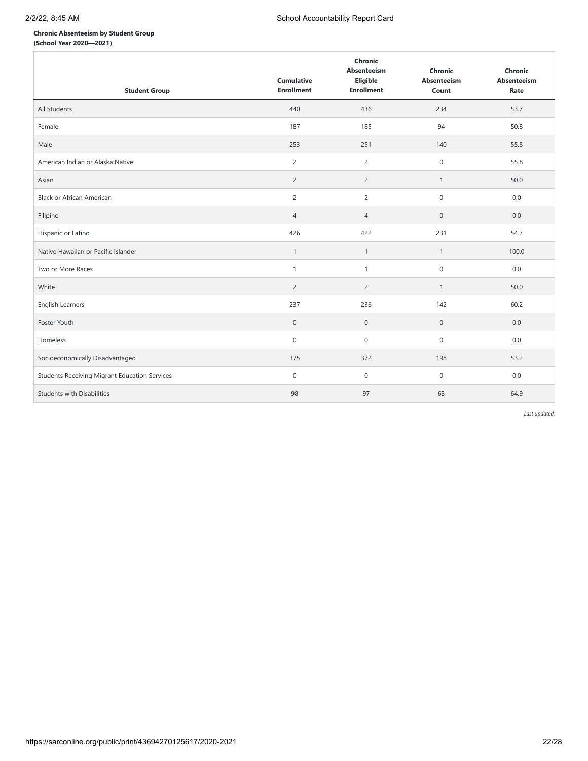**Chronic Absenteeism by Student Group**
**(School Year 2020—2021)**

| Student Group | Cumulative Enrollment | Chronic Absenteeism Eligible Enrollment | Chronic Absenteeism Count | Chronic Absenteeism Rate |
|---|---|---|---|---|
| All Students | 440 | 436 | 234 | 53.7 |
| Female | 187 | 185 | 94 | 50.8 |
| Male | 253 | 251 | 140 | 55.8 |
| American Indian or Alaska Native | 2 | 2 | 0 | 55.8 |
| Asian | 2 | 2 | 1 | 50.0 |
| Black or African American | 2 | 2 | 0 | 0.0 |
| Filipino | 4 | 4 | 0 | 0.0 |
| Hispanic or Latino | 426 | 422 | 231 | 54.7 |
| Native Hawaiian or Pacific Islander | 1 | 1 | 1 | 100.0 |
| Two or More Races | 1 | 1 | 0 | 0.0 |
| White | 2 | 2 | 1 | 50.0 |
| English Learners | 237 | 236 | 142 | 60.2 |
| Foster Youth | 0 | 0 | 0 | 0.0 |
| Homeless | 0 | 0 | 0 | 0.0 |
| Socioeconomically Disadvantaged | 375 | 372 | 198 | 53.2 |
| Students Receiving Migrant Education Services | 0 | 0 | 0 | 0.0 |
| Students with Disabilities | 98 | 97 | 63 | 64.9 |

*Last updated:*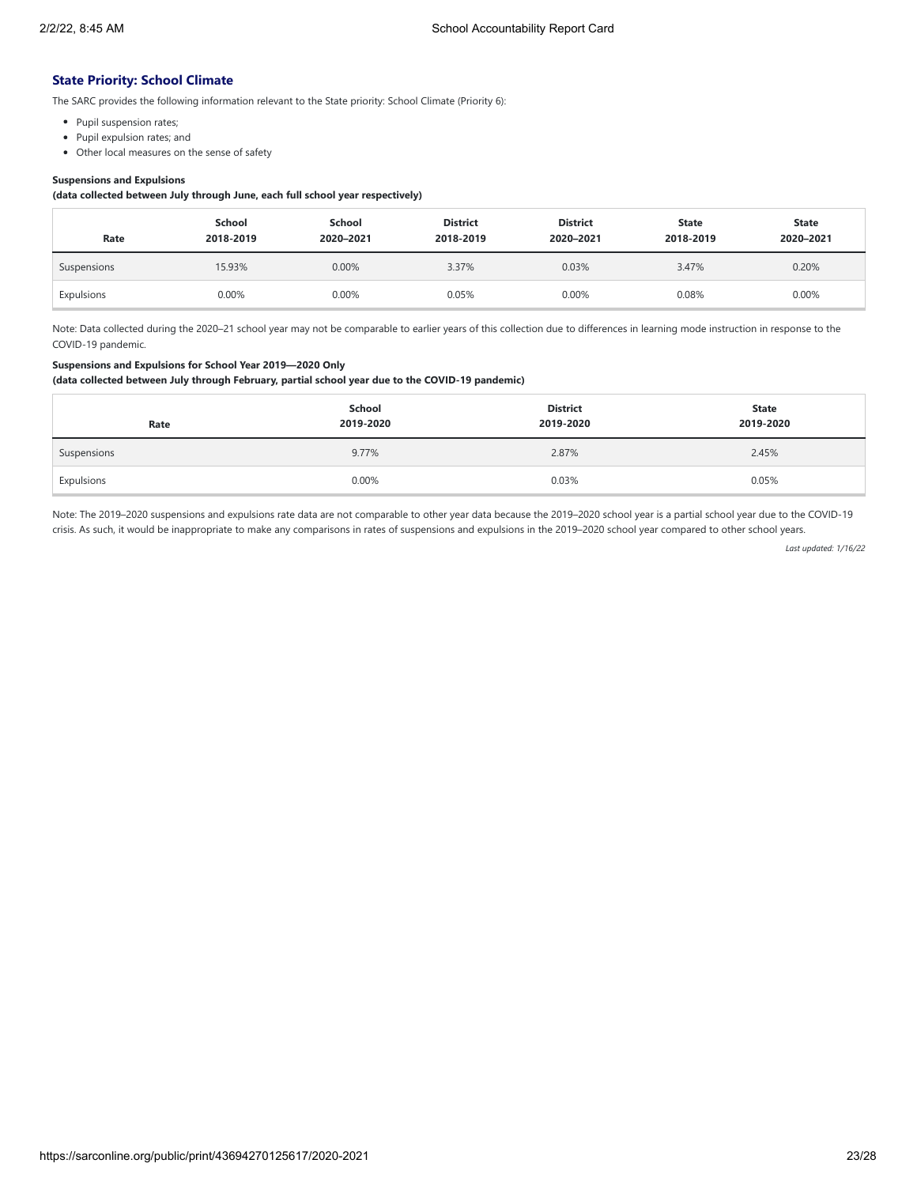## State Priority: School Climate

The SARC provides the following information relevant to the State priority: School Climate (Priority 6):

- Pupil suspension rates;
- Pupil expulsion rates; and
- Other local measures on the sense of safety

**Suspensions and Expulsions**
**(data collected between July through June, each full school year respectively)**

| Rate | School 2018-2019 | School 2020–2021 | District 2018-2019 | District 2020–2021 | State 2018-2019 | State 2020–2021 |
|---|---|---|---|---|---|---|
| Suspensions | 15.93% | 0.00% | 3.37% | 0.03% | 3.47% | 0.20% |
| Expulsions | 0.00% | 0.00% | 0.05% | 0.00% | 0.08% | 0.00% |

Note: Data collected during the 2020–21 school year may not be comparable to earlier years of this collection due to differences in learning mode instruction in response to the COVID-19 pandemic.

**Suspensions and Expulsions for School Year 2019—2020 Only**
**(data collected between July through February, partial school year due to the COVID-19 pandemic)**

| Rate | School 2019-2020 | District 2019-2020 | State 2019-2020 |
|---|---|---|---|
| Suspensions | 9.77% | 2.87% | 2.45% |
| Expulsions | 0.00% | 0.03% | 0.05% |

Note: The 2019–2020 suspensions and expulsions rate data are not comparable to other year data because the 2019–2020 school year is a partial school year due to the COVID-19 crisis. As such, it would be inappropriate to make any comparisons in rates of suspensions and expulsions in the 2019–2020 school year compared to other school years.

*Last updated: 1/16/22*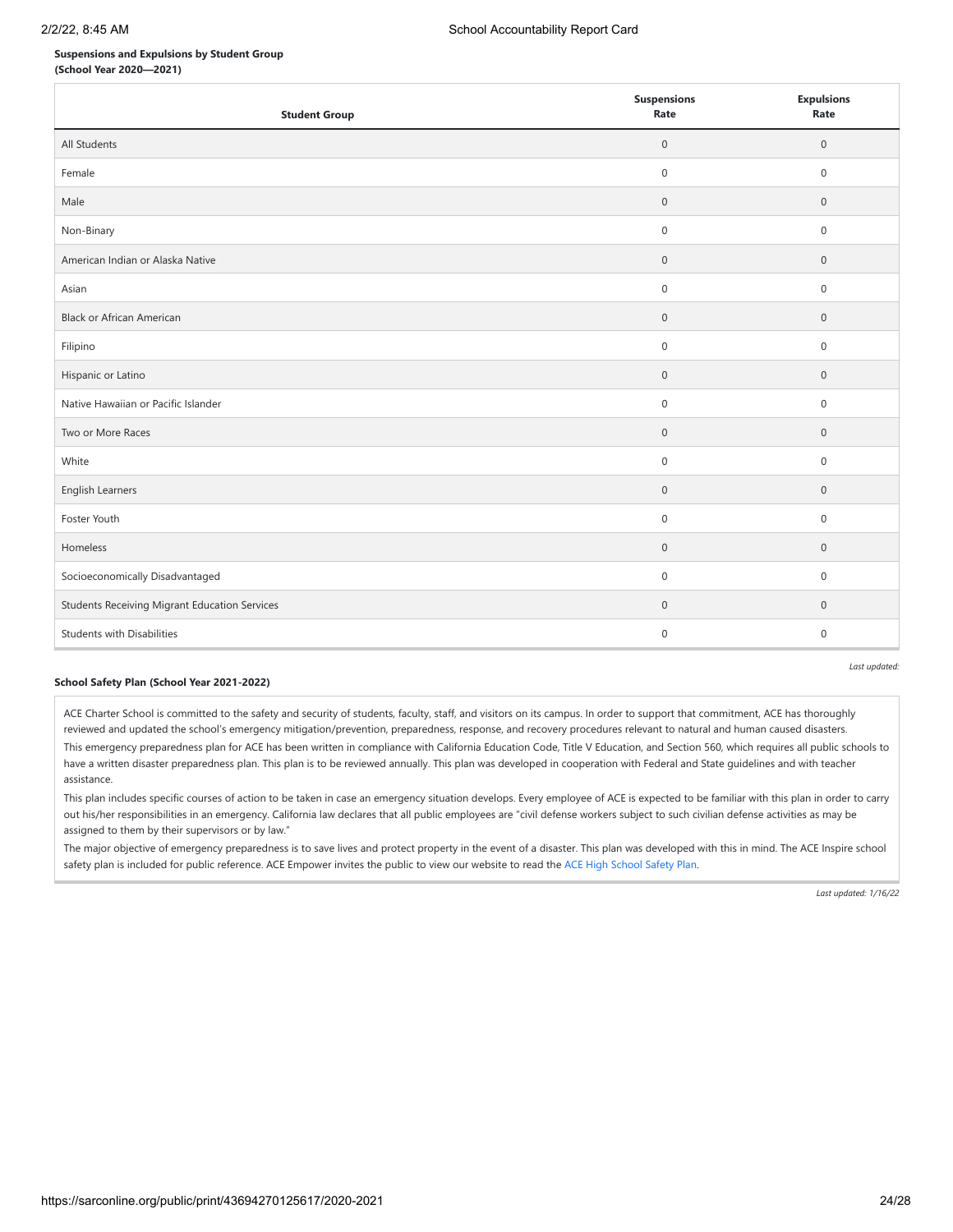**Suspensions and Expulsions by Student Group (School Year 2020—2021)**

| Student Group | Suspensions Rate | Expulsions Rate |
|---|---|---|
| All Students | 0 | 0 |
| Female | 0 | 0 |
| Male | 0 | 0 |
| Non-Binary | 0 | 0 |
| American Indian or Alaska Native | 0 | 0 |
| Asian | 0 | 0 |
| Black or African American | 0 | 0 |
| Filipino | 0 | 0 |
| Hispanic or Latino | 0 | 0 |
| Native Hawaiian or Pacific Islander | 0 | 0 |
| Two or More Races | 0 | 0 |
| White | 0 | 0 |
| English Learners | 0 | 0 |
| Foster Youth | 0 | 0 |
| Homeless | 0 | 0 |
| Socioeconomically Disadvantaged | 0 | 0 |
| Students Receiving Migrant Education Services | 0 | 0 |
| Students with Disabilities | 0 | 0 |

*Last updated:*

**School Safety Plan (School Year 2021-2022)**

ACE Charter School is committed to the safety and security of students, faculty, staff, and visitors on its campus. In order to support that commitment, ACE has thoroughly reviewed and updated the school's emergency mitigation/prevention, preparedness, response, and recovery procedures relevant to natural and human caused disasters.

This emergency preparedness plan for ACE has been written in compliance with California Education Code, Title V Education, and Section 560, which requires all public schools to have a written disaster preparedness plan. This plan is to be reviewed annually. This plan was developed in cooperation with Federal and State guidelines and with teacher assistance.

This plan includes specific courses of action to be taken in case an emergency situation develops. Every employee of ACE is expected to be familiar with this plan in order to carry out his/her responsibilities in an emergency. California law declares that all public employees are "civil defense workers subject to such civilian defense activities as may be assigned to them by their supervisors or by law."

The major objective of emergency preparedness is to save lives and protect property in the event of a disaster. This plan was developed with this in mind. The ACE Inspire school safety plan is included for public reference. ACE Empower invites the public to view our website to read the ACE High School Safety Plan.

*Last updated: 1/16/22*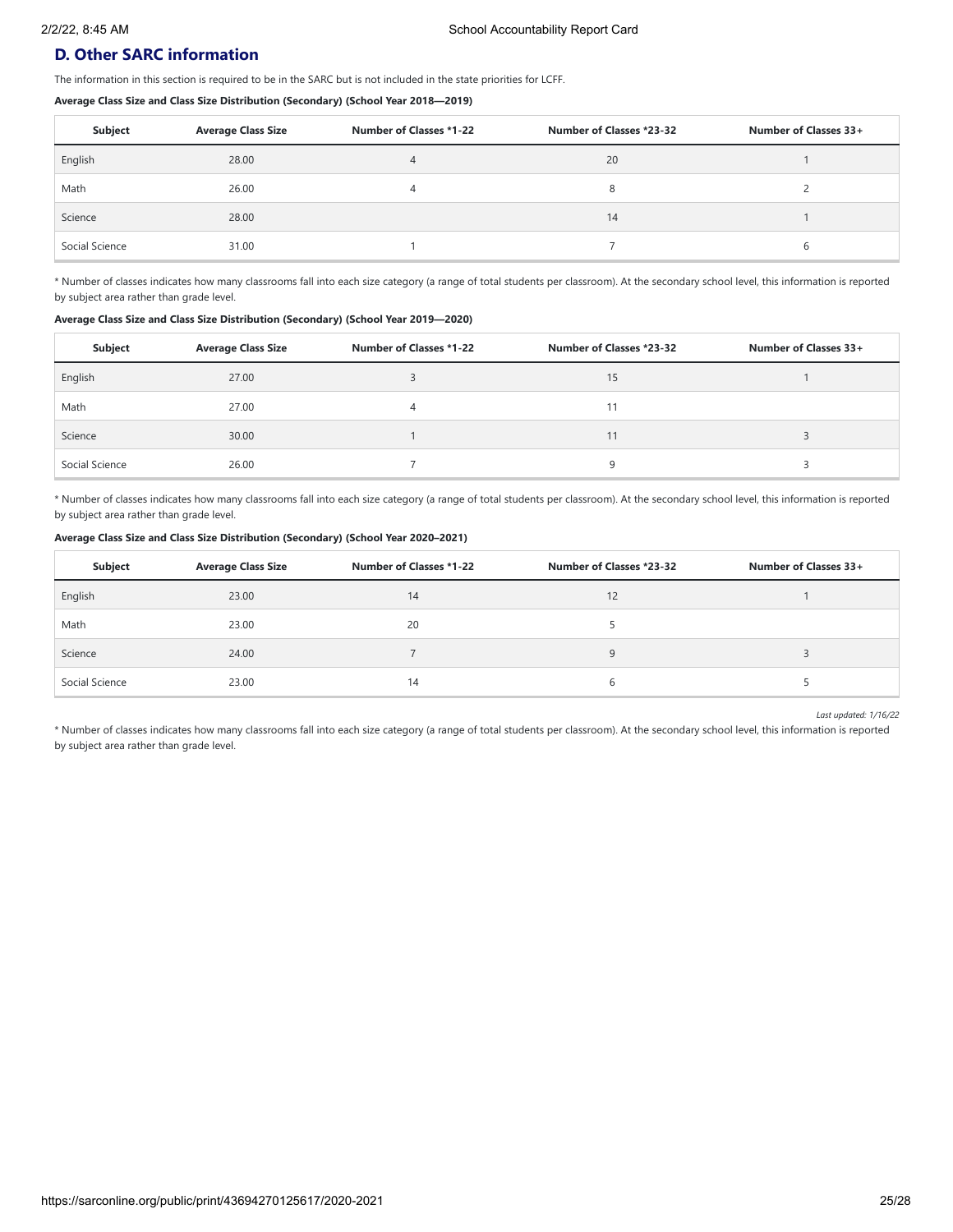## D. Other SARC information

The information in this section is required to be in the SARC but is not included in the state priorities for LCFF.

**Average Class Size and Class Size Distribution (Secondary) (School Year 2018—2019)**

| Subject | Average Class Size | Number of Classes *1-22 | Number of Classes *23-32 | Number of Classes 33+ |
|---|---|---|---|---|
| English | 28.00 | 4 | 20 | 1 |
| Math | 26.00 | 4 | 8 | 2 |
| Science | 28.00 | | 14 | 1 |
| Social Science | 31.00 | 1 | 7 | 6 |

* Number of classes indicates how many classrooms fall into each size category (a range of total students per classroom). At the secondary school level, this information is reported by subject area rather than grade level.

**Average Class Size and Class Size Distribution (Secondary) (School Year 2019—2020)**

| Subject | Average Class Size | Number of Classes *1-22 | Number of Classes *23-32 | Number of Classes 33+ |
|---|---|---|---|---|
| English | 27.00 | 3 | 15 | 1 |
| Math | 27.00 | 4 | 11 | |
| Science | 30.00 | 1 | 11 | 3 |
| Social Science | 26.00 | 7 | 9 | 3 |

* Number of classes indicates how many classrooms fall into each size category (a range of total students per classroom). At the secondary school level, this information is reported by subject area rather than grade level.

**Average Class Size and Class Size Distribution (Secondary) (School Year 2020–2021)**

| Subject | Average Class Size | Number of Classes *1-22 | Number of Classes *23-32 | Number of Classes 33+ |
|---|---|---|---|---|
| English | 23.00 | 14 | 12 | 1 |
| Math | 23.00 | 20 | 5 | |
| Science | 24.00 | 7 | 9 | 3 |
| Social Science | 23.00 | 14 | 6 | 5 |

*Last updated: 1/16/22*

* Number of classes indicates how many classrooms fall into each size category (a range of total students per classroom). At the secondary school level, this information is reported by subject area rather than grade level.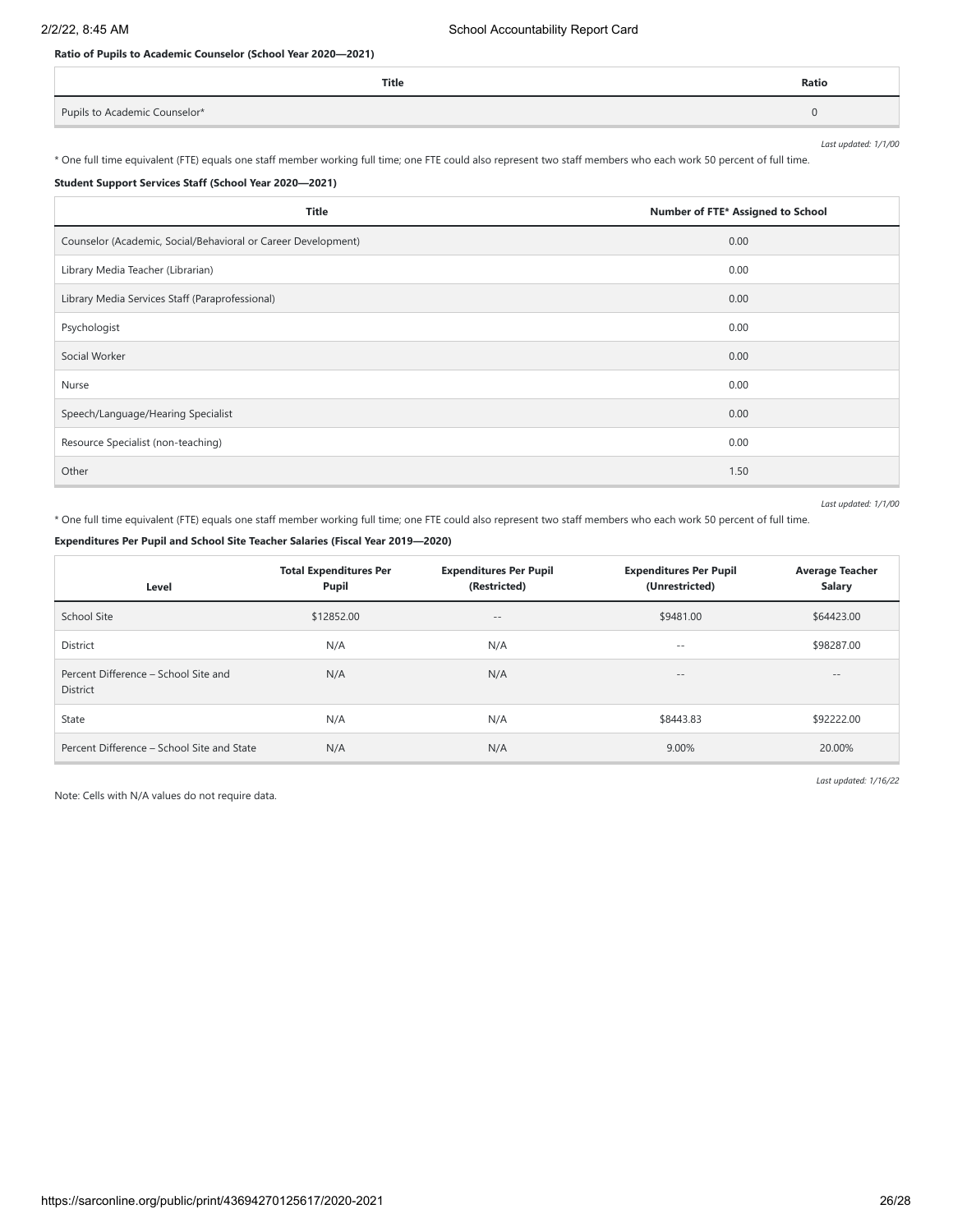**Ratio of Pupils to Academic Counselor (School Year 2020—2021)**

| Title | Ratio |
| --- | --- |
| Pupils to Academic Counselor* | 0 |

*Last updated: 1/1/00*

* One full time equivalent (FTE) equals one staff member working full time; one FTE could also represent two staff members who each work 50 percent of full time.

**Student Support Services Staff (School Year 2020—2021)**

| Title | Number of FTE* Assigned to School |
| --- | --- |
| Counselor (Academic, Social/Behavioral or Career Development) | 0.00 |
| Library Media Teacher (Librarian) | 0.00 |
| Library Media Services Staff (Paraprofessional) | 0.00 |
| Psychologist | 0.00 |
| Social Worker | 0.00 |
| Nurse | 0.00 |
| Speech/Language/Hearing Specialist | 0.00 |
| Resource Specialist (non-teaching) | 0.00 |
| Other | 1.50 |

*Last updated: 1/1/00*

* One full time equivalent (FTE) equals one staff member working full time; one FTE could also represent two staff members who each work 50 percent of full time.

**Expenditures Per Pupil and School Site Teacher Salaries (Fiscal Year 2019—2020)**

| Level | Total Expenditures Per Pupil | Expenditures Per Pupil (Restricted) | Expenditures Per Pupil (Unrestricted) | Average Teacher Salary |
| --- | --- | --- | --- | --- |
| School Site | $12852.00 | -- | $9481.00 | $64423.00 |
| District | N/A | N/A | -- | $98287.00 |
| Percent Difference – School Site and District | N/A | N/A | -- | -- |
| State | N/A | N/A | $8443.83 | $92222.00 |
| Percent Difference – School Site and State | N/A | N/A | 9.00% | 20.00% |

*Last updated: 1/16/22*

Note: Cells with N/A values do not require data.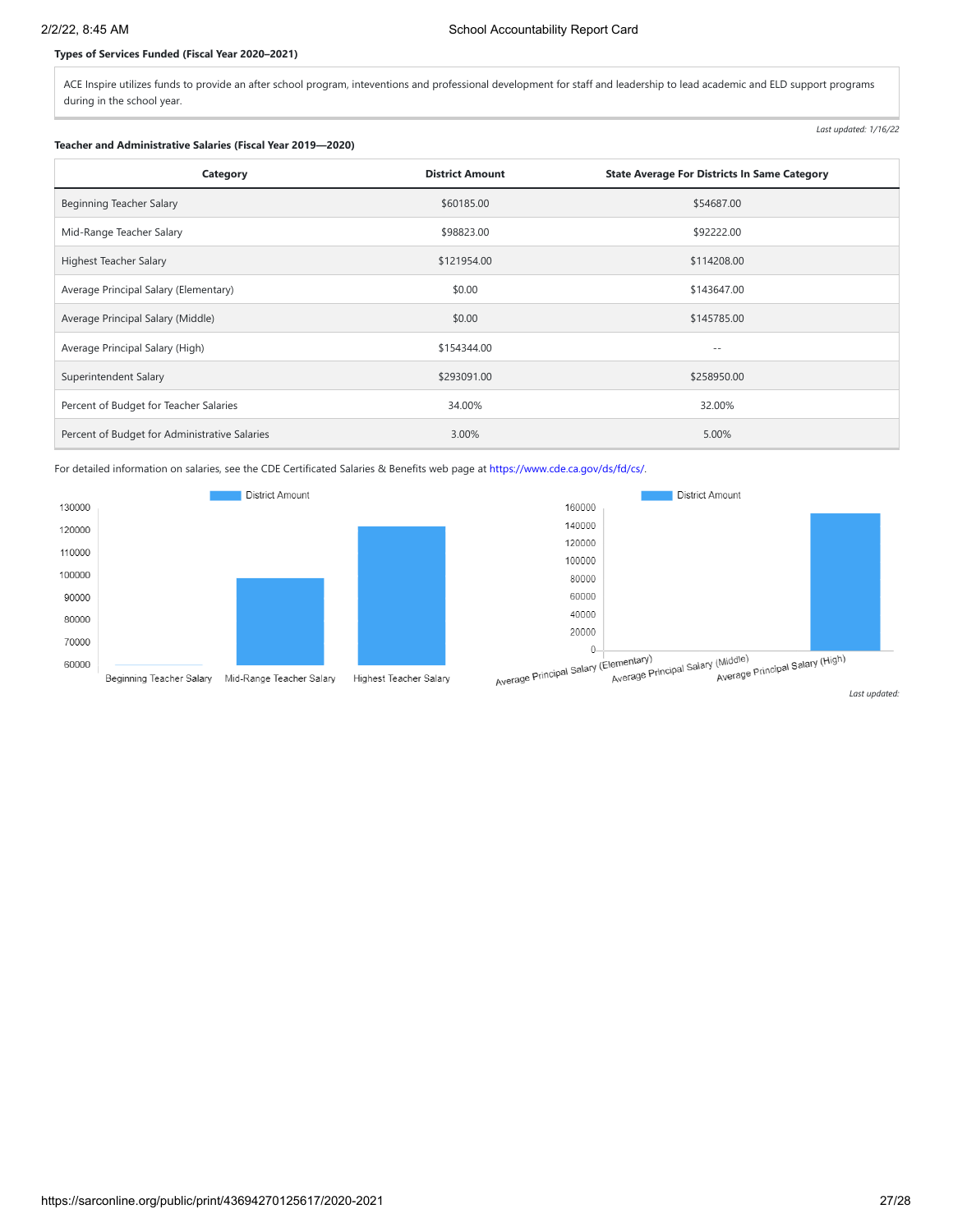**Types of Services Funded (Fiscal Year 2020–2021)**

ACE Inspire utilizes funds to provide an after school program, inteventions and professional development for staff and leadership to lead academic and ELD support programs during in the school year.

*Last updated: 1/16/22*

**Teacher and Administrative Salaries (Fiscal Year 2019—2020)**

| Category | District Amount | State Average For Districts In Same Category |
|---|---|---|
| Beginning Teacher Salary | $60185.00 | $54687.00 |
| Mid-Range Teacher Salary | $98823.00 | $92222.00 |
| Highest Teacher Salary | $121954.00 | $114208.00 |
| Average Principal Salary (Elementary) | $0.00 | $143647.00 |
| Average Principal Salary (Middle) | $0.00 | $145785.00 |
| Average Principal Salary (High) | $154344.00 | -- |
| Superintendent Salary | $293091.00 | $258950.00 |
| Percent of Budget for Teacher Salaries | 34.00% | 32.00% |
| Percent of Budget for Administrative Salaries | 3.00% | 5.00% |

For detailed information on salaries, see the CDE Certificated Salaries & Benefits web page at https://www.cde.ca.gov/ds/fd/cs/.

District Amount

130000
120000
110000
100000
90000
80000
70000
60000

Beginning Teacher Salary
Mid-Range Teacher Salary
Highest Teacher Salary

District Amount

160000
140000
120000
100000
80000
60000
40000
20000
0

Average Principal Salary (Elementary)
Average Principal Salary (Middle)
Average Principal Salary (High)

*Last updated:*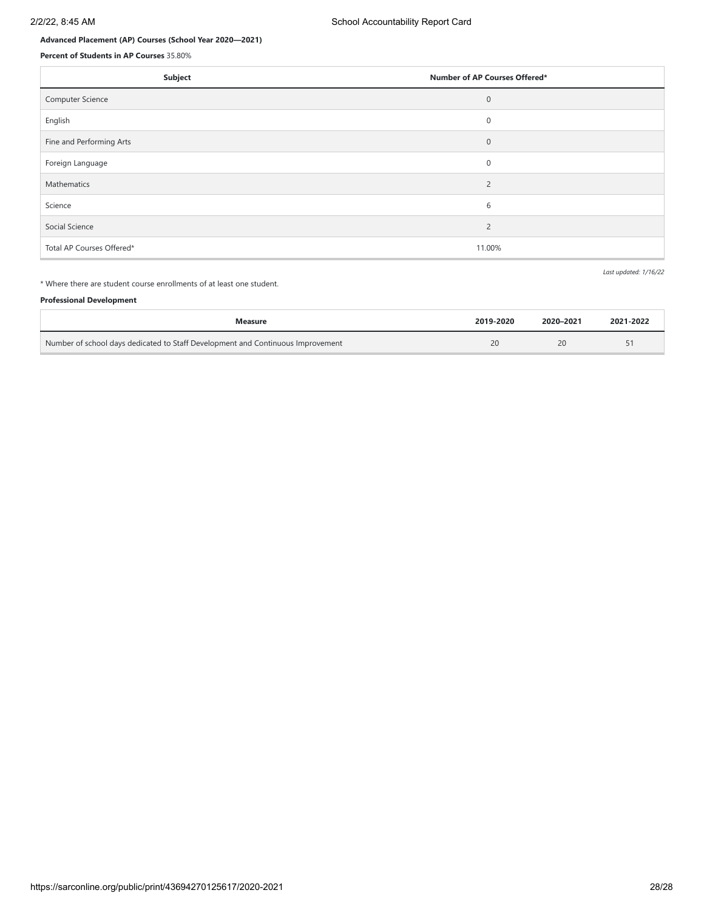**Advanced Placement (AP) Courses (School Year 2020—2021)**

**Percent of Students in AP Courses** 35.80%

| Subject | Number of AP Courses Offered* |
| --- | --- |
| Computer Science | 0 |
| English | 0 |
| Fine and Performing Arts | 0 |
| Foreign Language | 0 |
| Mathematics | 2 |
| Science | 6 |
| Social Science | 2 |
| Total AP Courses Offered* | 11.00% |

*Last updated: 1/16/22*

* Where there are student course enrollments of at least one student.

**Professional Development**

| Measure | 2019-2020 | 2020–2021 | 2021-2022 |
| --- | --- | --- | --- |
| Number of school days dedicated to Staff Development and Continuous Improvement | 20 | 20 | 51 |